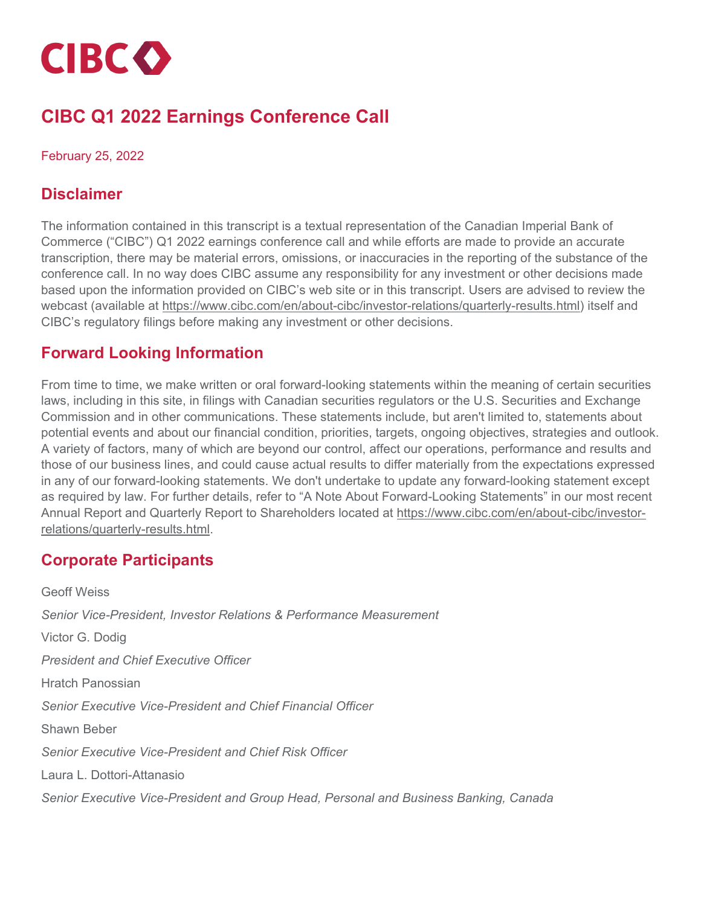CIBC

# CIBC Q1 2022 Earnings Conference Call

February 25, 2022

## Disclaimer

The information contained in this transcript is a textual representation of the Canadian Imperial Bank of Commerce ("CIBC") Q1 2022 earnings conference call and while efforts are made to provide an accurate transcription, there may be material errors, omissions, or inaccuracies in the reporting of the substance of the conference call. In no way does CIBC assume any responsibility for any investment or other decisions made based upon the information provided on CIBC's web site or in this transcript. Users are advised to review the webcast (available at https://www.cibc.com/en/about-cibc/investor-relations/quarterly-results.html) itself and CIBC's regulatory filings before making any investment or other decisions.

## Forward Looking Information

From time to time, we make written or oral forward-looking statements within the meaning of certain securities laws, including in this site, in filings with Canadian securities regulators or the U.S. Securities and Exchange Commission and in other communications. These statements include, but aren't limited to, statements about potential events and about our financial condition, priorities, targets, ongoing objectives, strategies and outlook. A variety of factors, many of which are beyond our control, affect our operations, performance and results and those of our business lines, and could cause actual results to differ materially from the expectations expressed in any of our forward-looking statements. We don't undertake to update any forward-looking statement except as required by law. For further details, refer to "A Note About Forward-Looking Statements" in our most recent Annual Report and Quarterly Report to Shareholders located at https://www.cibc.com/en/about-cibc/investor-relations/quarterly-results.html.

## Corporate Participants

Geoff Weiss

*Senior Vice-President, Investor Relations & Performance Measurement*

Victor G. Dodig

*President and Chief Executive Officer*

Hratch Panossian

*Senior Executive Vice-President and Chief Financial Officer*

Shawn Beber

*Senior Executive Vice-President and Chief Risk Officer*

Laura L. Dottori-Attanasio

*Senior Executive Vice-President and Group Head, Personal and Business Banking, Canada*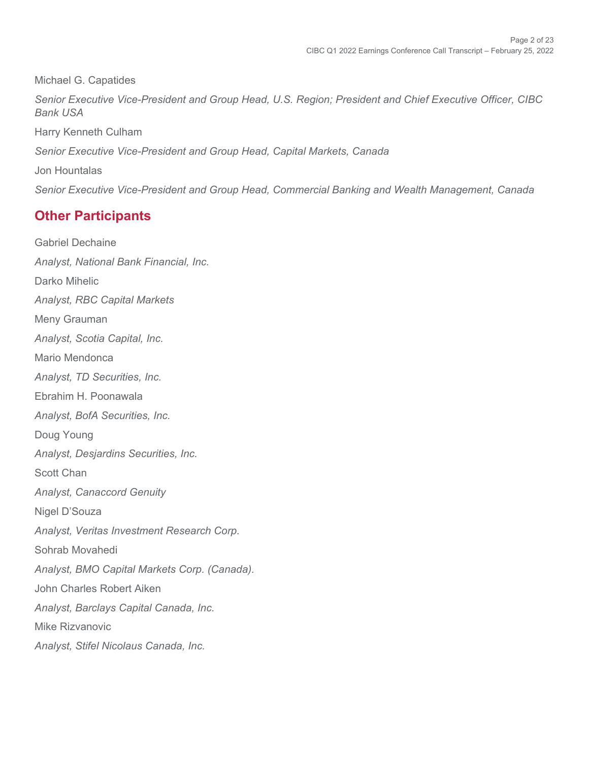Michael G. Capatides

*Senior Executive Vice-President and Group Head, U.S. Region; President and Chief Executive Officer, CIBC Bank USA*

Harry Kenneth Culham

*Senior Executive Vice-President and Group Head, Capital Markets, Canada*

Jon Hountalas

*Senior Executive Vice-President and Group Head, Commercial Banking and Wealth Management, Canada*

## Other Participants

Gabriel Dechaine

*Analyst, National Bank Financial, Inc.*

Darko Mihelic

*Analyst, RBC Capital Markets*

Meny Grauman

*Analyst, Scotia Capital, Inc.*

Mario Mendonca

*Analyst, TD Securities, Inc.*

Ebrahim H. Poonawala

*Analyst, BofA Securities, Inc.*

Doug Young

*Analyst, Desjardins Securities, Inc.*

Scott Chan

*Analyst, Canaccord Genuity*

Nigel D'Souza

*Analyst, Veritas Investment Research Corp.*

Sohrab Movahedi

*Analyst, BMO Capital Markets Corp. (Canada).*

John Charles Robert Aiken

*Analyst, Barclays Capital Canada, Inc.*

Mike Rizvanovic

*Analyst, Stifel Nicolaus Canada, Inc.*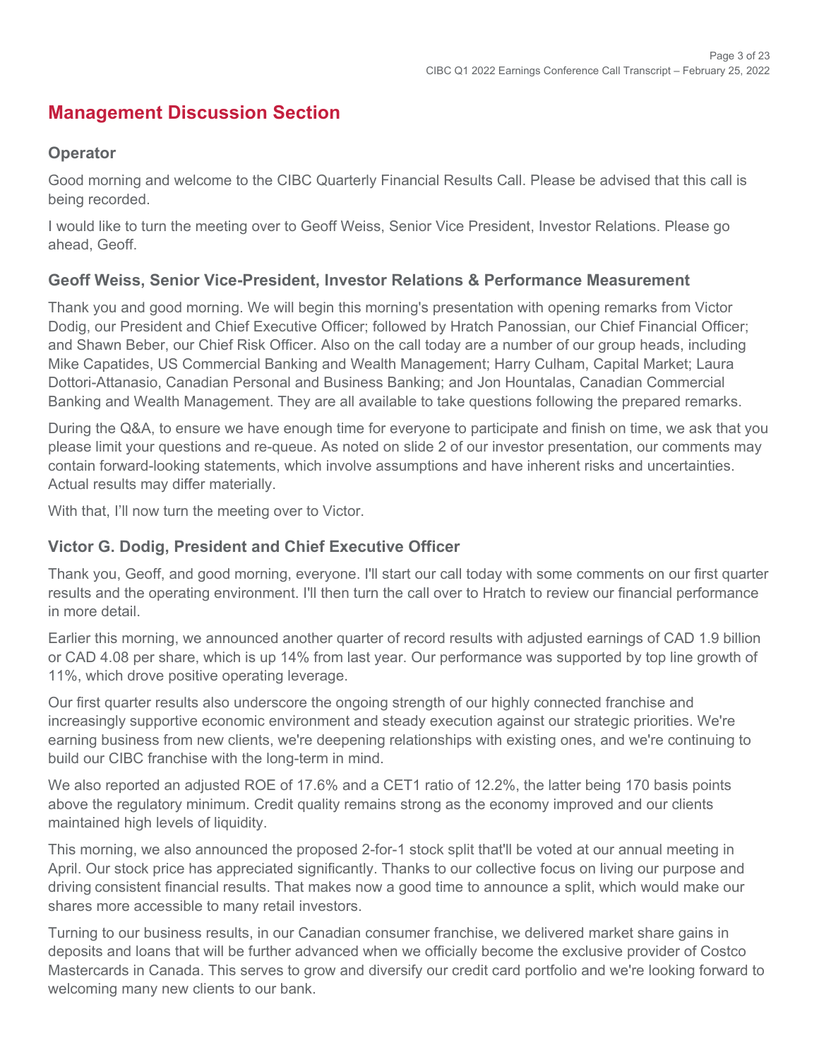# Management Discussion Section

### Operator

Good morning and welcome to the CIBC Quarterly Financial Results Call. Please be advised that this call is being recorded.

I would like to turn the meeting over to Geoff Weiss, Senior Vice President, Investor Relations. Please go ahead, Geoff.

### Geoff Weiss, Senior Vice-President, Investor Relations & Performance Measurement

Thank you and good morning. We will begin this morning's presentation with opening remarks from Victor Dodig, our President and Chief Executive Officer; followed by Hratch Panossian, our Chief Financial Officer; and Shawn Beber, our Chief Risk Officer. Also on the call today are a number of our group heads, including Mike Capatides, US Commercial Banking and Wealth Management; Harry Culham, Capital Market; Laura Dottori-Attanasio, Canadian Personal and Business Banking; and Jon Hountalas, Canadian Commercial Banking and Wealth Management. They are all available to take questions following the prepared remarks.

During the Q&A, to ensure we have enough time for everyone to participate and finish on time, we ask that you please limit your questions and re-queue. As noted on slide 2 of our investor presentation, our comments may contain forward-looking statements, which involve assumptions and have inherent risks and uncertainties. Actual results may differ materially.

With that, I'll now turn the meeting over to Victor.

### Victor G. Dodig, President and Chief Executive Officer

Thank you, Geoff, and good morning, everyone. I'll start our call today with some comments on our first quarter results and the operating environment. I'll then turn the call over to Hratch to review our financial performance in more detail.

Earlier this morning, we announced another quarter of record results with adjusted earnings of CAD 1.9 billion or CAD 4.08 per share, which is up 14% from last year. Our performance was supported by top line growth of 11%, which drove positive operating leverage.

Our first quarter results also underscore the ongoing strength of our highly connected franchise and increasingly supportive economic environment and steady execution against our strategic priorities. We're earning business from new clients, we're deepening relationships with existing ones, and we're continuing to build our CIBC franchise with the long-term in mind.

We also reported an adjusted ROE of 17.6% and a CET1 ratio of 12.2%, the latter being 170 basis points above the regulatory minimum. Credit quality remains strong as the economy improved and our clients maintained high levels of liquidity.

This morning, we also announced the proposed 2-for-1 stock split that'll be voted at our annual meeting in April. Our stock price has appreciated significantly. Thanks to our collective focus on living our purpose and driving consistent financial results. That makes now a good time to announce a split, which would make our shares more accessible to many retail investors.

Turning to our business results, in our Canadian consumer franchise, we delivered market share gains in deposits and loans that will be further advanced when we officially become the exclusive provider of Costco Mastercards in Canada. This serves to grow and diversify our credit card portfolio and we're looking forward to welcoming many new clients to our bank.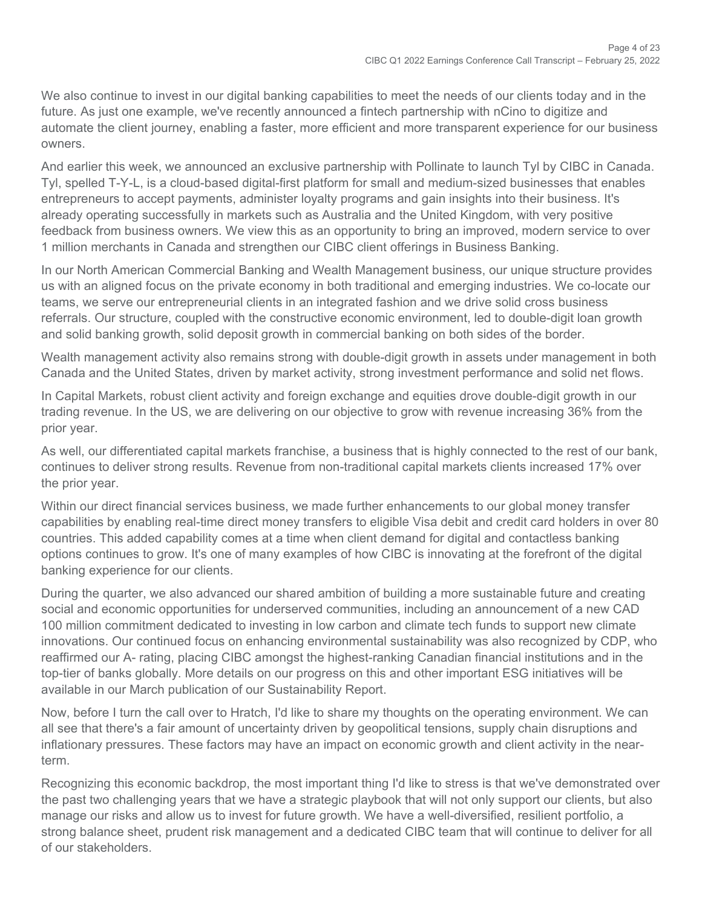We also continue to invest in our digital banking capabilities to meet the needs of our clients today and in the future. As just one example, we've recently announced a fintech partnership with nCino to digitize and automate the client journey, enabling a faster, more efficient and more transparent experience for our business owners.

And earlier this week, we announced an exclusive partnership with Pollinate to launch Tyl by CIBC in Canada. Tyl, spelled T-Y-L, is a cloud-based digital-first platform for small and medium-sized businesses that enables entrepreneurs to accept payments, administer loyalty programs and gain insights into their business. It's already operating successfully in markets such as Australia and the United Kingdom, with very positive feedback from business owners. We view this as an opportunity to bring an improved, modern service to over 1 million merchants in Canada and strengthen our CIBC client offerings in Business Banking.

In our North American Commercial Banking and Wealth Management business, our unique structure provides us with an aligned focus on the private economy in both traditional and emerging industries. We co-locate our teams, we serve our entrepreneurial clients in an integrated fashion and we drive solid cross business referrals. Our structure, coupled with the constructive economic environment, led to double-digit loan growth and solid banking growth, solid deposit growth in commercial banking on both sides of the border.

Wealth management activity also remains strong with double-digit growth in assets under management in both Canada and the United States, driven by market activity, strong investment performance and solid net flows.

In Capital Markets, robust client activity and foreign exchange and equities drove double-digit growth in our trading revenue. In the US, we are delivering on our objective to grow with revenue increasing 36% from the prior year.

As well, our differentiated capital markets franchise, a business that is highly connected to the rest of our bank, continues to deliver strong results. Revenue from non-traditional capital markets clients increased 17% over the prior year.

Within our direct financial services business, we made further enhancements to our global money transfer capabilities by enabling real-time direct money transfers to eligible Visa debit and credit card holders in over 80 countries. This added capability comes at a time when client demand for digital and contactless banking options continues to grow. It's one of many examples of how CIBC is innovating at the forefront of the digital banking experience for our clients.

During the quarter, we also advanced our shared ambition of building a more sustainable future and creating social and economic opportunities for underserved communities, including an announcement of a new CAD 100 million commitment dedicated to investing in low carbon and climate tech funds to support new climate innovations. Our continued focus on enhancing environmental sustainability was also recognized by CDP, who reaffirmed our A- rating, placing CIBC amongst the highest-ranking Canadian financial institutions and in the top-tier of banks globally. More details on our progress on this and other important ESG initiatives will be available in our March publication of our Sustainability Report.

Now, before I turn the call over to Hratch, I'd like to share my thoughts on the operating environment. We can all see that there's a fair amount of uncertainty driven by geopolitical tensions, supply chain disruptions and inflationary pressures. These factors may have an impact on economic growth and client activity in the near-term.

Recognizing this economic backdrop, the most important thing I'd like to stress is that we've demonstrated over the past two challenging years that we have a strategic playbook that will not only support our clients, but also manage our risks and allow us to invest for future growth. We have a well-diversified, resilient portfolio, a strong balance sheet, prudent risk management and a dedicated CIBC team that will continue to deliver for all of our stakeholders.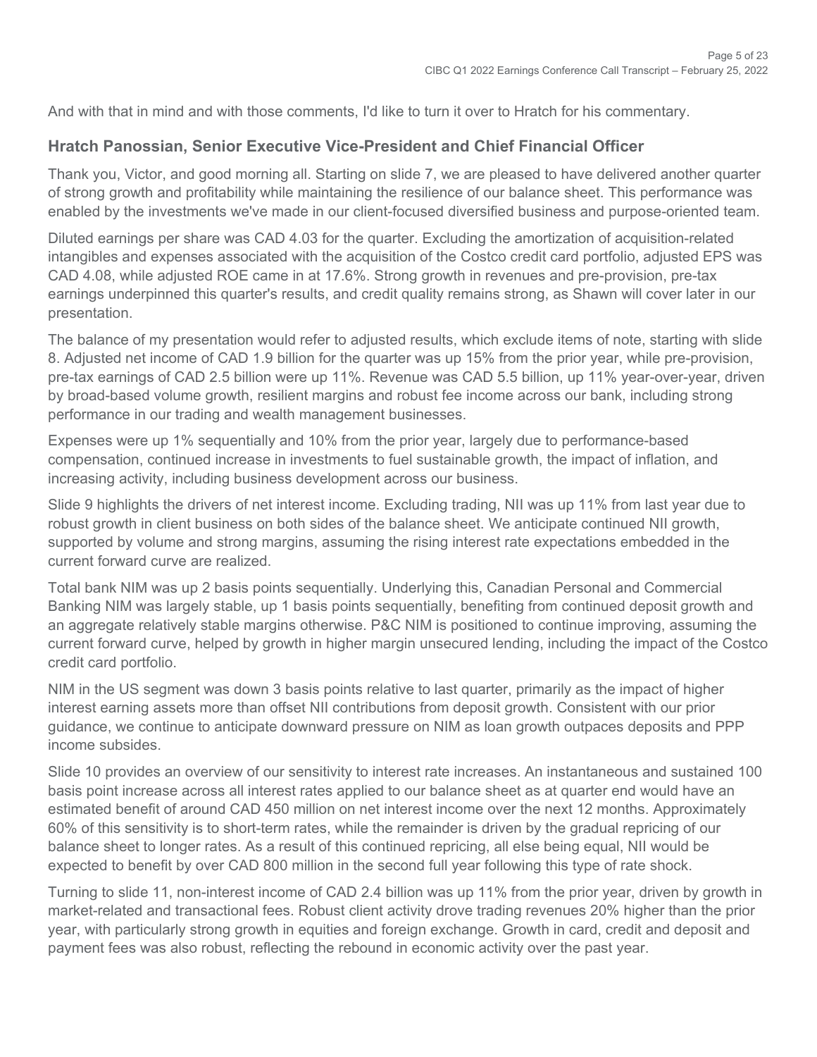And with that in mind and with those comments, I'd like to turn it over to Hratch for his commentary.

### Hratch Panossian, Senior Executive Vice-President and Chief Financial Officer

Thank you, Victor, and good morning all. Starting on slide 7, we are pleased to have delivered another quarter of strong growth and profitability while maintaining the resilience of our balance sheet. This performance was enabled by the investments we've made in our client-focused diversified business and purpose-oriented team.

Diluted earnings per share was CAD 4.03 for the quarter. Excluding the amortization of acquisition-related intangibles and expenses associated with the acquisition of the Costco credit card portfolio, adjusted EPS was CAD 4.08, while adjusted ROE came in at 17.6%. Strong growth in revenues and pre-provision, pre-tax earnings underpinned this quarter's results, and credit quality remains strong, as Shawn will cover later in our presentation.

The balance of my presentation would refer to adjusted results, which exclude items of note, starting with slide 8. Adjusted net income of CAD 1.9 billion for the quarter was up 15% from the prior year, while pre-provision, pre-tax earnings of CAD 2.5 billion were up 11%. Revenue was CAD 5.5 billion, up 11% year-over-year, driven by broad-based volume growth, resilient margins and robust fee income across our bank, including strong performance in our trading and wealth management businesses.

Expenses were up 1% sequentially and 10% from the prior year, largely due to performance-based compensation, continued increase in investments to fuel sustainable growth, the impact of inflation, and increasing activity, including business development across our business.

Slide 9 highlights the drivers of net interest income. Excluding trading, NII was up 11% from last year due to robust growth in client business on both sides of the balance sheet. We anticipate continued NII growth, supported by volume and strong margins, assuming the rising interest rate expectations embedded in the current forward curve are realized.

Total bank NIM was up 2 basis points sequentially. Underlying this, Canadian Personal and Commercial Banking NIM was largely stable, up 1 basis points sequentially, benefiting from continued deposit growth and an aggregate relatively stable margins otherwise. P&C NIM is positioned to continue improving, assuming the current forward curve, helped by growth in higher margin unsecured lending, including the impact of the Costco credit card portfolio.

NIM in the US segment was down 3 basis points relative to last quarter, primarily as the impact of higher interest earning assets more than offset NII contributions from deposit growth. Consistent with our prior guidance, we continue to anticipate downward pressure on NIM as loan growth outpaces deposits and PPP income subsides.

Slide 10 provides an overview of our sensitivity to interest rate increases. An instantaneous and sustained 100 basis point increase across all interest rates applied to our balance sheet as at quarter end would have an estimated benefit of around CAD 450 million on net interest income over the next 12 months. Approximately 60% of this sensitivity is to short-term rates, while the remainder is driven by the gradual repricing of our balance sheet to longer rates. As a result of this continued repricing, all else being equal, NII would be expected to benefit by over CAD 800 million in the second full year following this type of rate shock.

Turning to slide 11, non-interest income of CAD 2.4 billion was up 11% from the prior year, driven by growth in market-related and transactional fees. Robust client activity drove trading revenues 20% higher than the prior year, with particularly strong growth in equities and foreign exchange. Growth in card, credit and deposit and payment fees was also robust, reflecting the rebound in economic activity over the past year.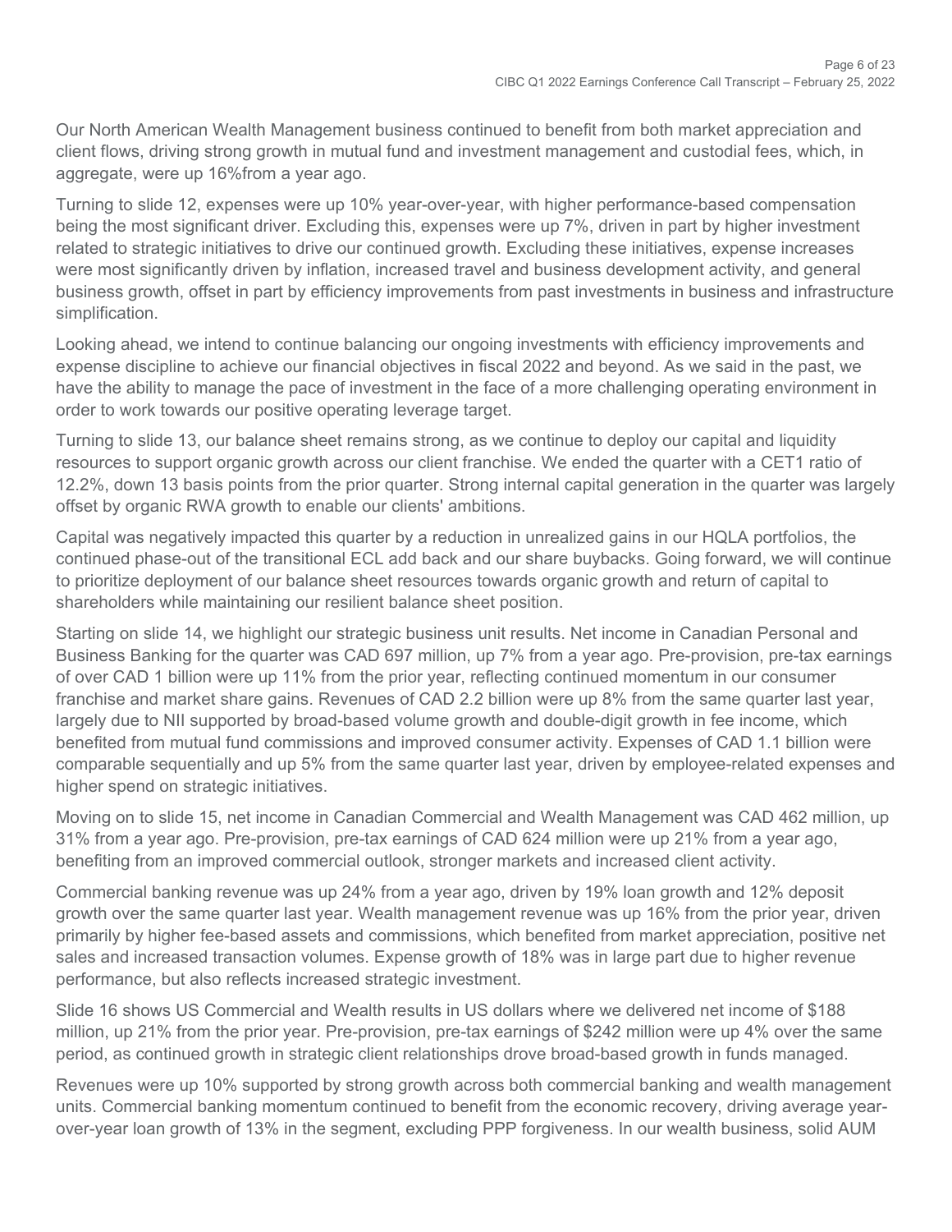Our North American Wealth Management business continued to benefit from both market appreciation and client flows, driving strong growth in mutual fund and investment management and custodial fees, which, in aggregate, were up 16%from a year ago.

Turning to slide 12, expenses were up 10% year-over-year, with higher performance-based compensation being the most significant driver. Excluding this, expenses were up 7%, driven in part by higher investment related to strategic initiatives to drive our continued growth. Excluding these initiatives, expense increases were most significantly driven by inflation, increased travel and business development activity, and general business growth, offset in part by efficiency improvements from past investments in business and infrastructure simplification.

Looking ahead, we intend to continue balancing our ongoing investments with efficiency improvements and expense discipline to achieve our financial objectives in fiscal 2022 and beyond. As we said in the past, we have the ability to manage the pace of investment in the face of a more challenging operating environment in order to work towards our positive operating leverage target.

Turning to slide 13, our balance sheet remains strong, as we continue to deploy our capital and liquidity resources to support organic growth across our client franchise. We ended the quarter with a CET1 ratio of 12.2%, down 13 basis points from the prior quarter. Strong internal capital generation in the quarter was largely offset by organic RWA growth to enable our clients' ambitions.

Capital was negatively impacted this quarter by a reduction in unrealized gains in our HQLA portfolios, the continued phase-out of the transitional ECL add back and our share buybacks. Going forward, we will continue to prioritize deployment of our balance sheet resources towards organic growth and return of capital to shareholders while maintaining our resilient balance sheet position.

Starting on slide 14, we highlight our strategic business unit results. Net income in Canadian Personal and Business Banking for the quarter was CAD 697 million, up 7% from a year ago. Pre-provision, pre-tax earnings of over CAD 1 billion were up 11% from the prior year, reflecting continued momentum in our consumer franchise and market share gains. Revenues of CAD 2.2 billion were up 8% from the same quarter last year, largely due to NII supported by broad-based volume growth and double-digit growth in fee income, which benefited from mutual fund commissions and improved consumer activity. Expenses of CAD 1.1 billion were comparable sequentially and up 5% from the same quarter last year, driven by employee-related expenses and higher spend on strategic initiatives.

Moving on to slide 15, net income in Canadian Commercial and Wealth Management was CAD 462 million, up 31% from a year ago. Pre-provision, pre-tax earnings of CAD 624 million were up 21% from a year ago, benefiting from an improved commercial outlook, stronger markets and increased client activity.

Commercial banking revenue was up 24% from a year ago, driven by 19% loan growth and 12% deposit growth over the same quarter last year. Wealth management revenue was up 16% from the prior year, driven primarily by higher fee-based assets and commissions, which benefited from market appreciation, positive net sales and increased transaction volumes. Expense growth of 18% was in large part due to higher revenue performance, but also reflects increased strategic investment.

Slide 16 shows US Commercial and Wealth results in US dollars where we delivered net income of $188 million, up 21% from the prior year. Pre-provision, pre-tax earnings of $242 million were up 4% over the same period, as continued growth in strategic client relationships drove broad-based growth in funds managed.

Revenues were up 10% supported by strong growth across both commercial banking and wealth management units. Commercial banking momentum continued to benefit from the economic recovery, driving average year-over-year loan growth of 13% in the segment, excluding PPP forgiveness. In our wealth business, solid AUM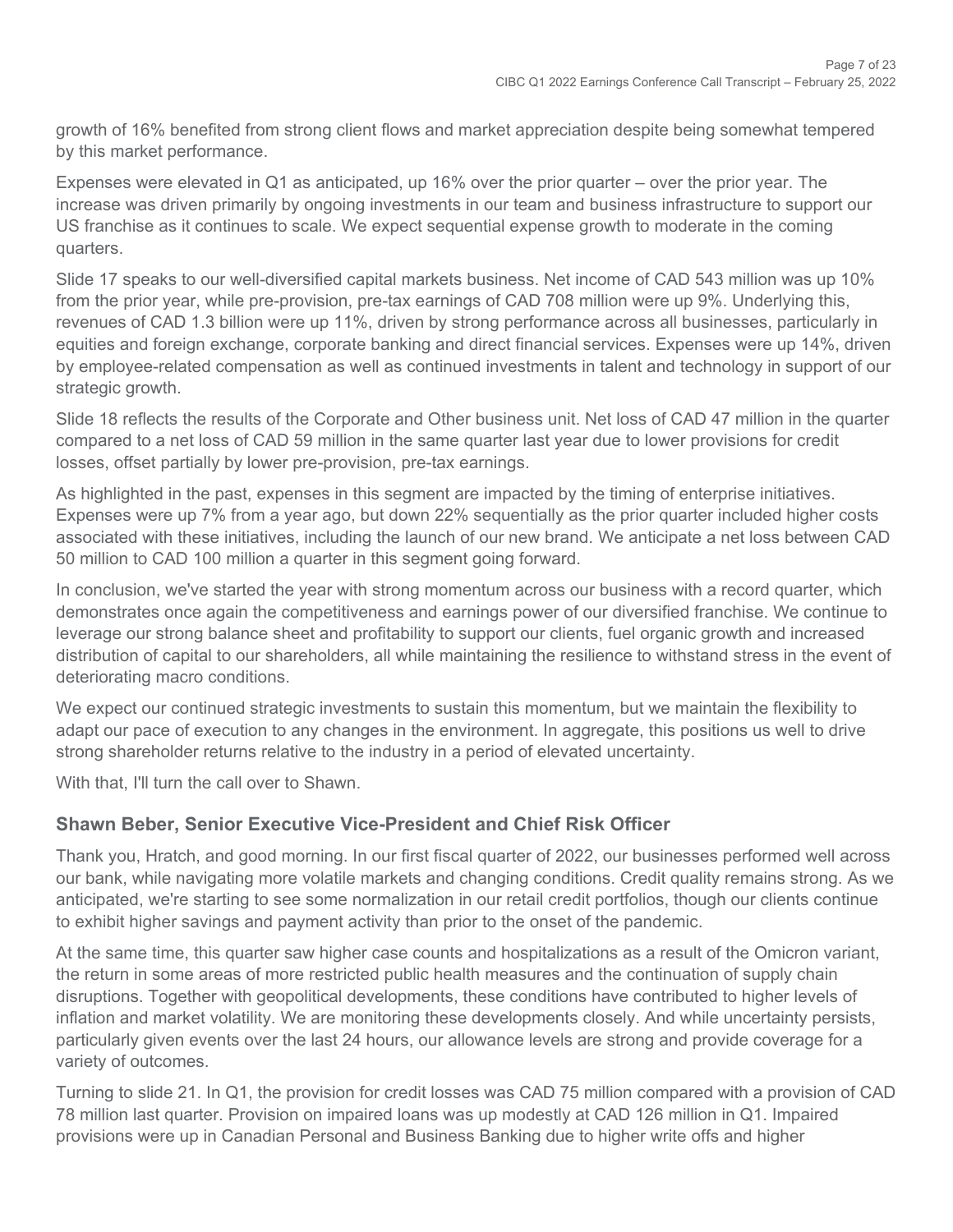growth of 16% benefited from strong client flows and market appreciation despite being somewhat tempered by this market performance.

Expenses were elevated in Q1 as anticipated, up 16% over the prior quarter – over the prior year. The increase was driven primarily by ongoing investments in our team and business infrastructure to support our US franchise as it continues to scale. We expect sequential expense growth to moderate in the coming quarters.

Slide 17 speaks to our well-diversified capital markets business. Net income of CAD 543 million was up 10% from the prior year, while pre-provision, pre-tax earnings of CAD 708 million were up 9%. Underlying this, revenues of CAD 1.3 billion were up 11%, driven by strong performance across all businesses, particularly in equities and foreign exchange, corporate banking and direct financial services. Expenses were up 14%, driven by employee-related compensation as well as continued investments in talent and technology in support of our strategic growth.

Slide 18 reflects the results of the Corporate and Other business unit. Net loss of CAD 47 million in the quarter compared to a net loss of CAD 59 million in the same quarter last year due to lower provisions for credit losses, offset partially by lower pre-provision, pre-tax earnings.

As highlighted in the past, expenses in this segment are impacted by the timing of enterprise initiatives. Expenses were up 7% from a year ago, but down 22% sequentially as the prior quarter included higher costs associated with these initiatives, including the launch of our new brand. We anticipate a net loss between CAD 50 million to CAD 100 million a quarter in this segment going forward.

In conclusion, we've started the year with strong momentum across our business with a record quarter, which demonstrates once again the competitiveness and earnings power of our diversified franchise. We continue to leverage our strong balance sheet and profitability to support our clients, fuel organic growth and increased distribution of capital to our shareholders, all while maintaining the resilience to withstand stress in the event of deteriorating macro conditions.

We expect our continued strategic investments to sustain this momentum, but we maintain the flexibility to adapt our pace of execution to any changes in the environment. In aggregate, this positions us well to drive strong shareholder returns relative to the industry in a period of elevated uncertainty.

With that, I'll turn the call over to Shawn.

### Shawn Beber, Senior Executive Vice-President and Chief Risk Officer

Thank you, Hratch, and good morning. In our first fiscal quarter of 2022, our businesses performed well across our bank, while navigating more volatile markets and changing conditions. Credit quality remains strong. As we anticipated, we're starting to see some normalization in our retail credit portfolios, though our clients continue to exhibit higher savings and payment activity than prior to the onset of the pandemic.

At the same time, this quarter saw higher case counts and hospitalizations as a result of the Omicron variant, the return in some areas of more restricted public health measures and the continuation of supply chain disruptions. Together with geopolitical developments, these conditions have contributed to higher levels of inflation and market volatility. We are monitoring these developments closely. And while uncertainty persists, particularly given events over the last 24 hours, our allowance levels are strong and provide coverage for a variety of outcomes.

Turning to slide 21. In Q1, the provision for credit losses was CAD 75 million compared with a provision of CAD 78 million last quarter. Provision on impaired loans was up modestly at CAD 126 million in Q1. Impaired provisions were up in Canadian Personal and Business Banking due to higher write offs and higher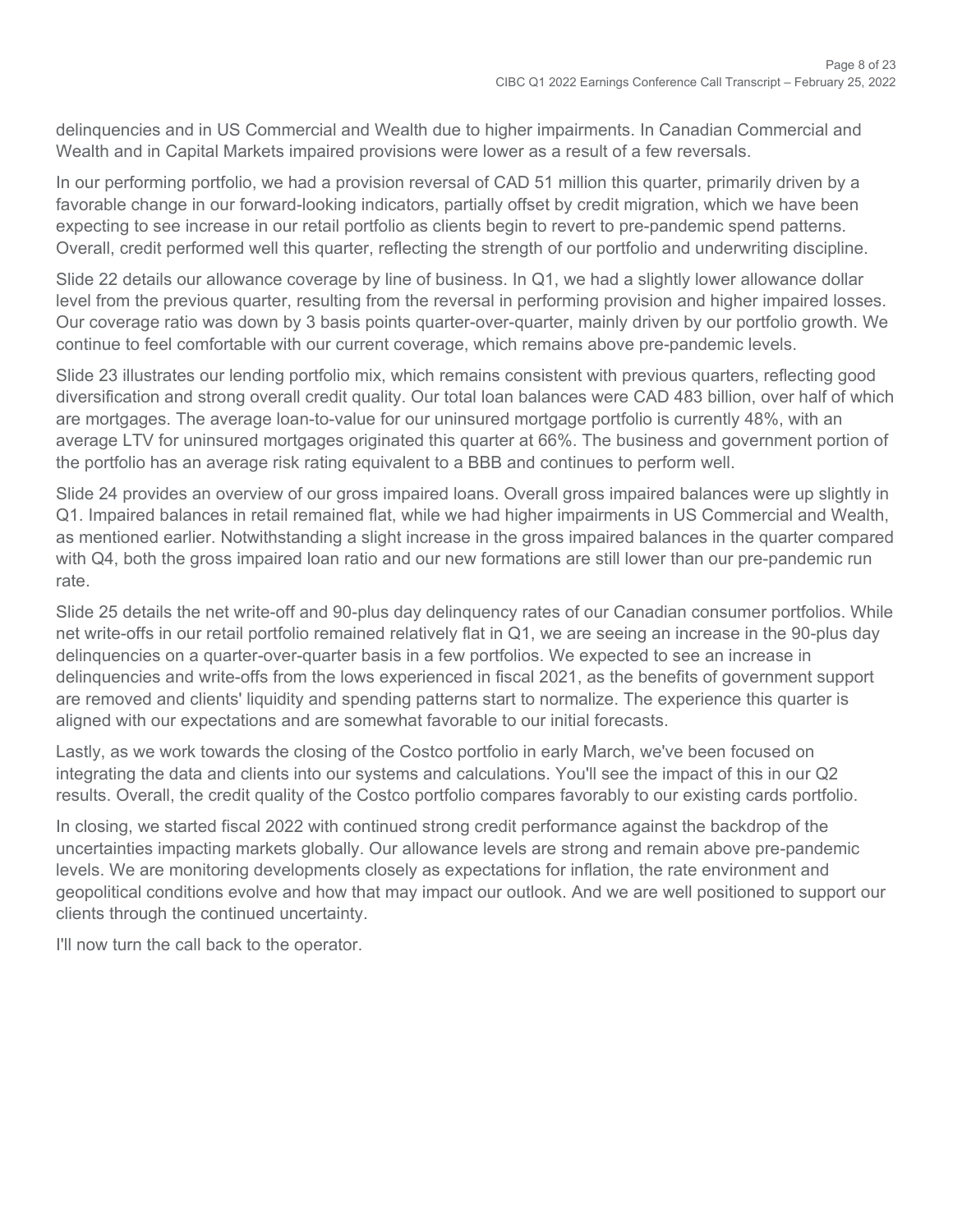delinquencies and in US Commercial and Wealth due to higher impairments. In Canadian Commercial and Wealth and in Capital Markets impaired provisions were lower as a result of a few reversals.

In our performing portfolio, we had a provision reversal of CAD 51 million this quarter, primarily driven by a favorable change in our forward-looking indicators, partially offset by credit migration, which we have been expecting to see increase in our retail portfolio as clients begin to revert to pre-pandemic spend patterns. Overall, credit performed well this quarter, reflecting the strength of our portfolio and underwriting discipline.

Slide 22 details our allowance coverage by line of business. In Q1, we had a slightly lower allowance dollar level from the previous quarter, resulting from the reversal in performing provision and higher impaired losses. Our coverage ratio was down by 3 basis points quarter-over-quarter, mainly driven by our portfolio growth. We continue to feel comfortable with our current coverage, which remains above pre-pandemic levels.

Slide 23 illustrates our lending portfolio mix, which remains consistent with previous quarters, reflecting good diversification and strong overall credit quality. Our total loan balances were CAD 483 billion, over half of which are mortgages. The average loan-to-value for our uninsured mortgage portfolio is currently 48%, with an average LTV for uninsured mortgages originated this quarter at 66%. The business and government portion of the portfolio has an average risk rating equivalent to a BBB and continues to perform well.

Slide 24 provides an overview of our gross impaired loans. Overall gross impaired balances were up slightly in Q1. Impaired balances in retail remained flat, while we had higher impairments in US Commercial and Wealth, as mentioned earlier. Notwithstanding a slight increase in the gross impaired balances in the quarter compared with Q4, both the gross impaired loan ratio and our new formations are still lower than our pre-pandemic run rate.

Slide 25 details the net write-off and 90-plus day delinquency rates of our Canadian consumer portfolios. While net write-offs in our retail portfolio remained relatively flat in Q1, we are seeing an increase in the 90-plus day delinquencies on a quarter-over-quarter basis in a few portfolios. We expected to see an increase in delinquencies and write-offs from the lows experienced in fiscal 2021, as the benefits of government support are removed and clients' liquidity and spending patterns start to normalize. The experience this quarter is aligned with our expectations and are somewhat favorable to our initial forecasts.

Lastly, as we work towards the closing of the Costco portfolio in early March, we've been focused on integrating the data and clients into our systems and calculations. You'll see the impact of this in our Q2 results. Overall, the credit quality of the Costco portfolio compares favorably to our existing cards portfolio.

In closing, we started fiscal 2022 with continued strong credit performance against the backdrop of the uncertainties impacting markets globally. Our allowance levels are strong and remain above pre-pandemic levels. We are monitoring developments closely as expectations for inflation, the rate environment and geopolitical conditions evolve and how that may impact our outlook. And we are well positioned to support our clients through the continued uncertainty.

I'll now turn the call back to the operator.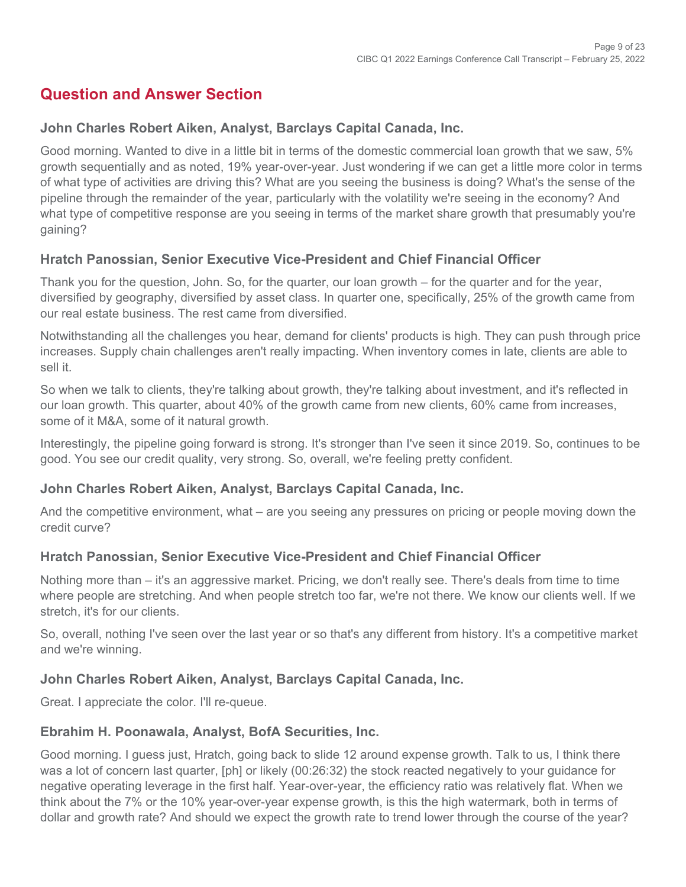## Question and Answer Section

### John Charles Robert Aiken, Analyst, Barclays Capital Canada, Inc.

Good morning. Wanted to dive in a little bit in terms of the domestic commercial loan growth that we saw, 5% growth sequentially and as noted, 19% year-over-year. Just wondering if we can get a little more color in terms of what type of activities are driving this? What are you seeing the business is doing? What's the sense of the pipeline through the remainder of the year, particularly with the volatility we're seeing in the economy? And what type of competitive response are you seeing in terms of the market share growth that presumably you're gaining?

### Hratch Panossian, Senior Executive Vice-President and Chief Financial Officer

Thank you for the question, John. So, for the quarter, our loan growth – for the quarter and for the year, diversified by geography, diversified by asset class. In quarter one, specifically, 25% of the growth came from our real estate business. The rest came from diversified.

Notwithstanding all the challenges you hear, demand for clients' products is high. They can push through price increases. Supply chain challenges aren't really impacting. When inventory comes in late, clients are able to sell it.

So when we talk to clients, they're talking about growth, they're talking about investment, and it's reflected in our loan growth. This quarter, about 40% of the growth came from new clients, 60% came from increases, some of it M&A, some of it natural growth.

Interestingly, the pipeline going forward is strong. It's stronger than I've seen it since 2019. So, continues to be good. You see our credit quality, very strong. So, overall, we're feeling pretty confident.

### John Charles Robert Aiken, Analyst, Barclays Capital Canada, Inc.

And the competitive environment, what – are you seeing any pressures on pricing or people moving down the credit curve?

### Hratch Panossian, Senior Executive Vice-President and Chief Financial Officer

Nothing more than – it's an aggressive market. Pricing, we don't really see. There's deals from time to time where people are stretching. And when people stretch too far, we're not there. We know our clients well. If we stretch, it's for our clients.

So, overall, nothing I've seen over the last year or so that's any different from history. It's a competitive market and we're winning.

### John Charles Robert Aiken, Analyst, Barclays Capital Canada, Inc.

Great. I appreciate the color. I'll re-queue.

### Ebrahim H. Poonawala, Analyst, BofA Securities, Inc.

Good morning. I guess just, Hratch, going back to slide 12 around expense growth. Talk to us, I think there was a lot of concern last quarter, [ph] or likely (00:26:32) the stock reacted negatively to your guidance for negative operating leverage in the first half. Year-over-year, the efficiency ratio was relatively flat. When we think about the 7% or the 10% year-over-year expense growth, is this the high watermark, both in terms of dollar and growth rate? And should we expect the growth rate to trend lower through the course of the year?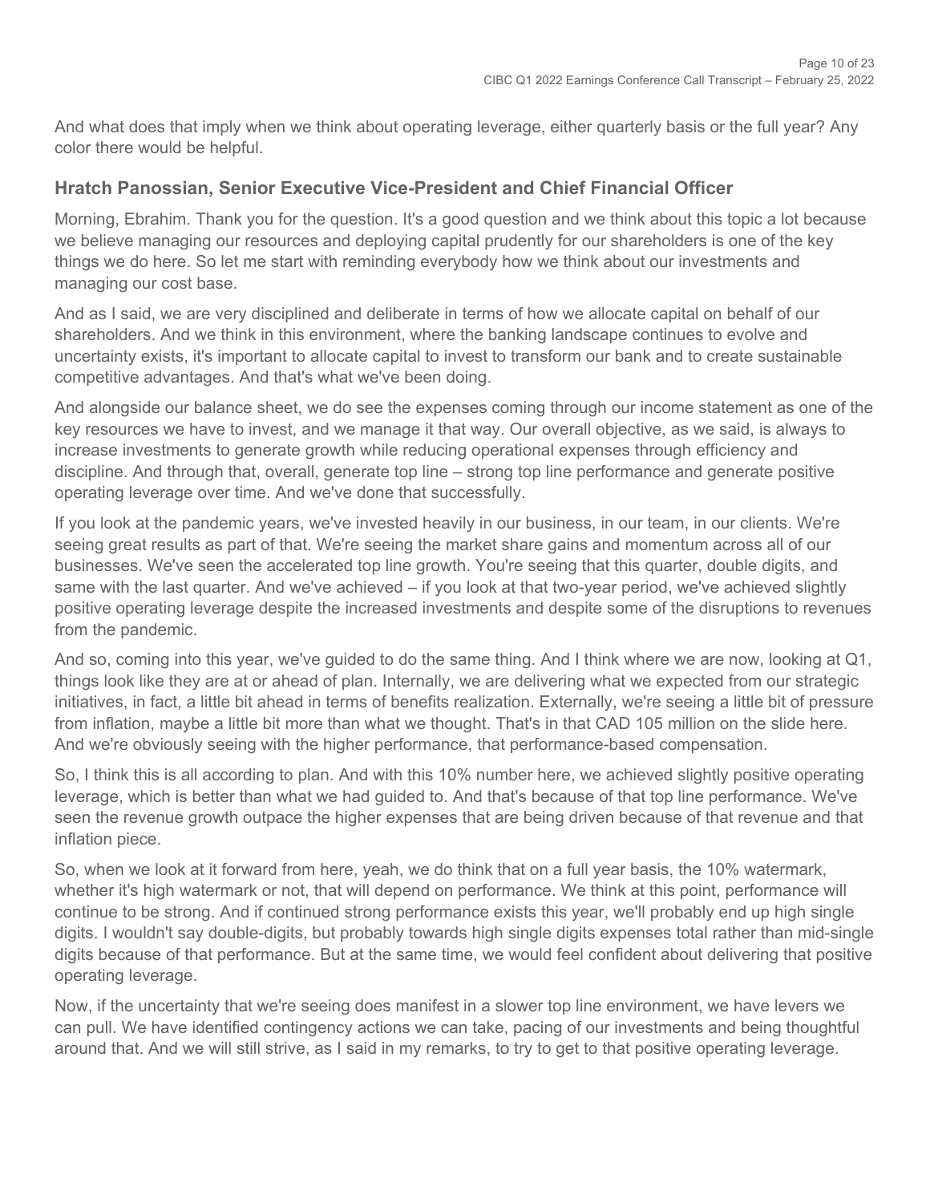And what does that imply when we think about operating leverage, either quarterly basis or the full year? Any color there would be helpful.

### Hratch Panossian, Senior Executive Vice-President and Chief Financial Officer

Morning, Ebrahim. Thank you for the question. It's a good question and we think about this topic a lot because we believe managing our resources and deploying capital prudently for our shareholders is one of the key things we do here. So let me start with reminding everybody how we think about our investments and managing our cost base.

And as I said, we are very disciplined and deliberate in terms of how we allocate capital on behalf of our shareholders. And we think in this environment, where the banking landscape continues to evolve and uncertainty exists, it's important to allocate capital to invest to transform our bank and to create sustainable competitive advantages. And that's what we've been doing.

And alongside our balance sheet, we do see the expenses coming through our income statement as one of the key resources we have to invest, and we manage it that way. Our overall objective, as we said, is always to increase investments to generate growth while reducing operational expenses through efficiency and discipline. And through that, overall, generate top line – strong top line performance and generate positive operating leverage over time. And we've done that successfully.

If you look at the pandemic years, we've invested heavily in our business, in our team, in our clients. We're seeing great results as part of that. We're seeing the market share gains and momentum across all of our businesses. We've seen the accelerated top line growth. You're seeing that this quarter, double digits, and same with the last quarter. And we've achieved – if you look at that two-year period, we've achieved slightly positive operating leverage despite the increased investments and despite some of the disruptions to revenues from the pandemic.

And so, coming into this year, we've guided to do the same thing. And I think where we are now, looking at Q1, things look like they are at or ahead of plan. Internally, we are delivering what we expected from our strategic initiatives, in fact, a little bit ahead in terms of benefits realization. Externally, we're seeing a little bit of pressure from inflation, maybe a little bit more than what we thought. That's in that CAD 105 million on the slide here. And we're obviously seeing with the higher performance, that performance-based compensation.

So, I think this is all according to plan. And with this 10% number here, we achieved slightly positive operating leverage, which is better than what we had guided to. And that's because of that top line performance. We've seen the revenue growth outpace the higher expenses that are being driven because of that revenue and that inflation piece.

So, when we look at it forward from here, yeah, we do think that on a full year basis, the 10% watermark, whether it's high watermark or not, that will depend on performance. We think at this point, performance will continue to be strong. And if continued strong performance exists this year, we'll probably end up high single digits. I wouldn't say double-digits, but probably towards high single digits expenses total rather than mid-single digits because of that performance. But at the same time, we would feel confident about delivering that positive operating leverage.

Now, if the uncertainty that we're seeing does manifest in a slower top line environment, we have levers we can pull. We have identified contingency actions we can take, pacing of our investments and being thoughtful around that. And we will still strive, as I said in my remarks, to try to get to that positive operating leverage.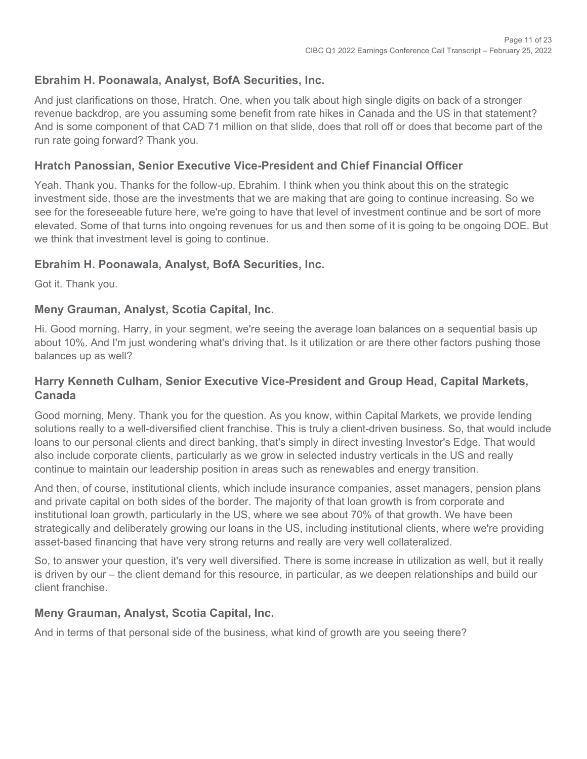### Ebrahim H. Poonawala, Analyst, BofA Securities, Inc.

And just clarifications on those, Hratch. One, when you talk about high single digits on back of a stronger revenue backdrop, are you assuming some benefit from rate hikes in Canada and the US in that statement? And is some component of that CAD 71 million on that slide, does that roll off or does that become part of the run rate going forward? Thank you.

### Hratch Panossian, Senior Executive Vice-President and Chief Financial Officer

Yeah. Thank you. Thanks for the follow-up, Ebrahim. I think when you think about this on the strategic investment side, those are the investments that we are making that are going to continue increasing. So we see for the foreseeable future here, we're going to have that level of investment continue and be sort of more elevated. Some of that turns into ongoing revenues for us and then some of it is going to be ongoing DOE. But we think that investment level is going to continue.

### Ebrahim H. Poonawala, Analyst, BofA Securities, Inc.

Got it. Thank you.

### Meny Grauman, Analyst, Scotia Capital, Inc.

Hi. Good morning. Harry, in your segment, we're seeing the average loan balances on a sequential basis up about 10%. And I'm just wondering what's driving that. Is it utilization or are there other factors pushing those balances up as well?

### Harry Kenneth Culham, Senior Executive Vice-President and Group Head, Capital Markets, Canada

Good morning, Meny. Thank you for the question. As you know, within Capital Markets, we provide lending solutions really to a well-diversified client franchise. This is truly a client-driven business. So, that would include loans to our personal clients and direct banking, that's simply in direct investing Investor's Edge. That would also include corporate clients, particularly as we grow in selected industry verticals in the US and really continue to maintain our leadership position in areas such as renewables and energy transition.

And then, of course, institutional clients, which include insurance companies, asset managers, pension plans and private capital on both sides of the border. The majority of that loan growth is from corporate and institutional loan growth, particularly in the US, where we see about 70% of that growth. We have been strategically and deliberately growing our loans in the US, including institutional clients, where we're providing asset-based financing that have very strong returns and really are very well collateralized.

So, to answer your question, it's very well diversified. There is some increase in utilization as well, but it really is driven by our – the client demand for this resource, in particular, as we deepen relationships and build our client franchise.

### Meny Grauman, Analyst, Scotia Capital, Inc.

And in terms of that personal side of the business, what kind of growth are you seeing there?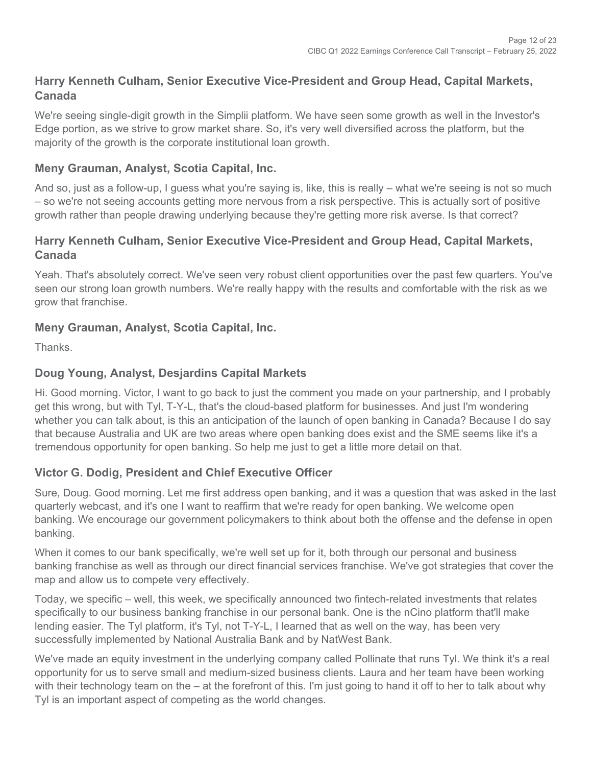### Harry Kenneth Culham, Senior Executive Vice-President and Group Head, Capital Markets, Canada

We're seeing single-digit growth in the Simplii platform. We have seen some growth as well in the Investor's Edge portion, as we strive to grow market share. So, it's very well diversified across the platform, but the majority of the growth is the corporate institutional loan growth.

### Meny Grauman, Analyst, Scotia Capital, Inc.

And so, just as a follow-up, I guess what you're saying is, like, this is really – what we're seeing is not so much – so we're not seeing accounts getting more nervous from a risk perspective. This is actually sort of positive growth rather than people drawing underlying because they're getting more risk averse. Is that correct?

### Harry Kenneth Culham, Senior Executive Vice-President and Group Head, Capital Markets, Canada

Yeah. That's absolutely correct. We've seen very robust client opportunities over the past few quarters. You've seen our strong loan growth numbers. We're really happy with the results and comfortable with the risk as we grow that franchise.

### Meny Grauman, Analyst, Scotia Capital, Inc.

Thanks.

### Doug Young, Analyst, Desjardins Capital Markets

Hi. Good morning. Victor, I want to go back to just the comment you made on your partnership, and I probably get this wrong, but with Tyl, T-Y-L, that's the cloud-based platform for businesses. And just I'm wondering whether you can talk about, is this an anticipation of the launch of open banking in Canada? Because I do say that because Australia and UK are two areas where open banking does exist and the SME seems like it's a tremendous opportunity for open banking. So help me just to get a little more detail on that.

### Victor G. Dodig, President and Chief Executive Officer

Sure, Doug. Good morning. Let me first address open banking, and it was a question that was asked in the last quarterly webcast, and it's one I want to reaffirm that we're ready for open banking. We welcome open banking. We encourage our government policymakers to think about both the offense and the defense in open banking.

When it comes to our bank specifically, we're well set up for it, both through our personal and business banking franchise as well as through our direct financial services franchise. We've got strategies that cover the map and allow us to compete very effectively.

Today, we specific – well, this week, we specifically announced two fintech-related investments that relates specifically to our business banking franchise in our personal bank. One is the nCino platform that'll make lending easier. The Tyl platform, it's Tyl, not T-Y-L, I learned that as well on the way, has been very successfully implemented by National Australia Bank and by NatWest Bank.

We've made an equity investment in the underlying company called Pollinate that runs Tyl. We think it's a real opportunity for us to serve small and medium-sized business clients. Laura and her team have been working with their technology team on the – at the forefront of this. I'm just going to hand it off to her to talk about why Tyl is an important aspect of competing as the world changes.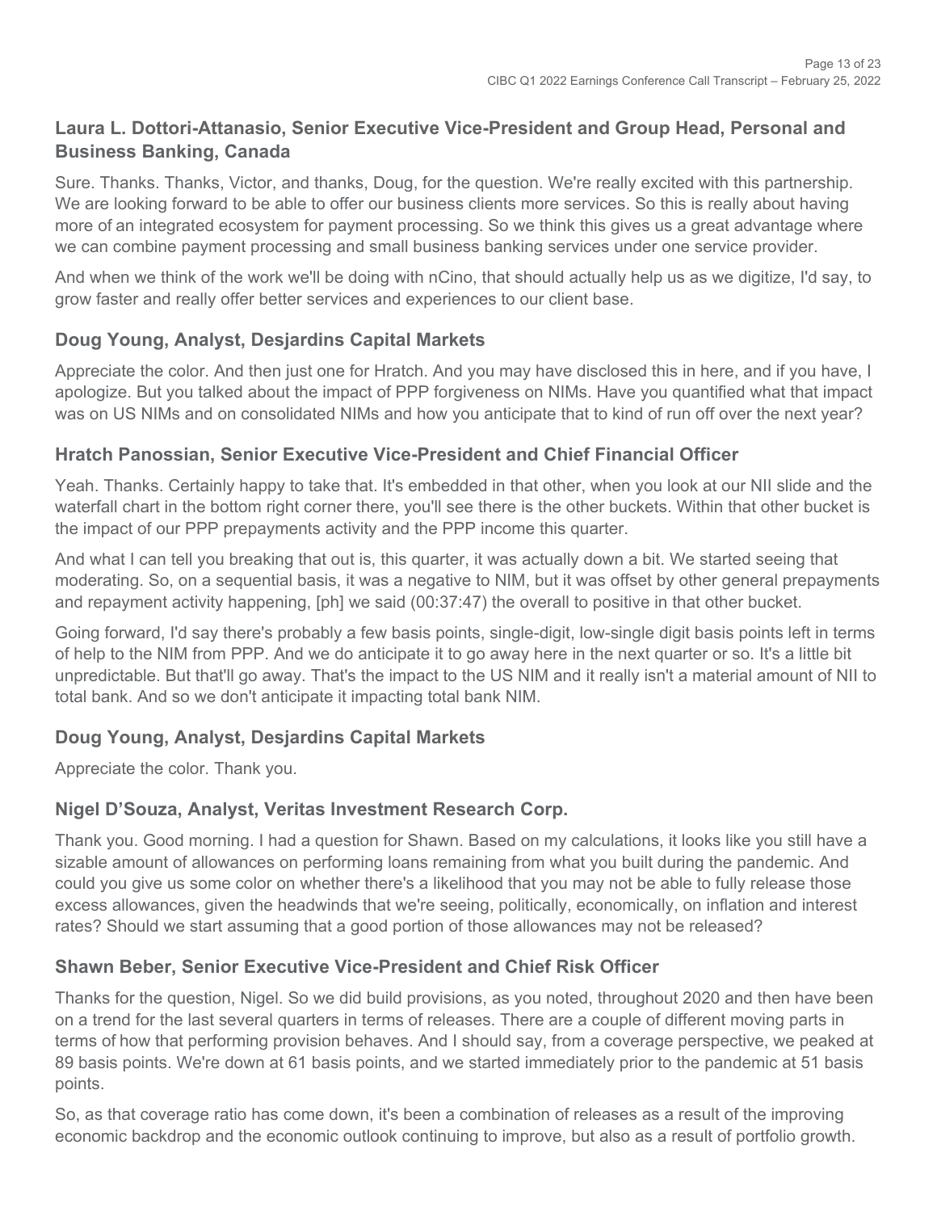### Laura L. Dottori-Attanasio, Senior Executive Vice-President and Group Head, Personal and Business Banking, Canada

Sure. Thanks. Thanks, Victor, and thanks, Doug, for the question. We're really excited with this partnership. We are looking forward to be able to offer our business clients more services. So this is really about having more of an integrated ecosystem for payment processing. So we think this gives us a great advantage where we can combine payment processing and small business banking services under one service provider.

And when we think of the work we'll be doing with nCino, that should actually help us as we digitize, I'd say, to grow faster and really offer better services and experiences to our client base.

### Doug Young, Analyst, Desjardins Capital Markets

Appreciate the color. And then just one for Hratch. And you may have disclosed this in here, and if you have, I apologize. But you talked about the impact of PPP forgiveness on NIMs. Have you quantified what that impact was on US NIMs and on consolidated NIMs and how you anticipate that to kind of run off over the next year?

### Hratch Panossian, Senior Executive Vice-President and Chief Financial Officer

Yeah. Thanks. Certainly happy to take that. It's embedded in that other, when you look at our NII slide and the waterfall chart in the bottom right corner there, you'll see there is the other buckets. Within that other bucket is the impact of our PPP prepayments activity and the PPP income this quarter.

And what I can tell you breaking that out is, this quarter, it was actually down a bit. We started seeing that moderating. So, on a sequential basis, it was a negative to NIM, but it was offset by other general prepayments and repayment activity happening, [ph] we said (00:37:47) the overall to positive in that other bucket.

Going forward, I'd say there's probably a few basis points, single-digit, low-single digit basis points left in terms of help to the NIM from PPP. And we do anticipate it to go away here in the next quarter or so. It's a little bit unpredictable. But that'll go away. That's the impact to the US NIM and it really isn't a material amount of NII to total bank. And so we don't anticipate it impacting total bank NIM.

### Doug Young, Analyst, Desjardins Capital Markets

Appreciate the color. Thank you.

### Nigel D'Souza, Analyst, Veritas Investment Research Corp.

Thank you. Good morning. I had a question for Shawn. Based on my calculations, it looks like you still have a sizable amount of allowances on performing loans remaining from what you built during the pandemic. And could you give us some color on whether there's a likelihood that you may not be able to fully release those excess allowances, given the headwinds that we're seeing, politically, economically, on inflation and interest rates? Should we start assuming that a good portion of those allowances may not be released?

### Shawn Beber, Senior Executive Vice-President and Chief Risk Officer

Thanks for the question, Nigel. So we did build provisions, as you noted, throughout 2020 and then have been on a trend for the last several quarters in terms of releases. There are a couple of different moving parts in terms of how that performing provision behaves. And I should say, from a coverage perspective, we peaked at 89 basis points. We're down at 61 basis points, and we started immediately prior to the pandemic at 51 basis points.

So, as that coverage ratio has come down, it's been a combination of releases as a result of the improving economic backdrop and the economic outlook continuing to improve, but also as a result of portfolio growth.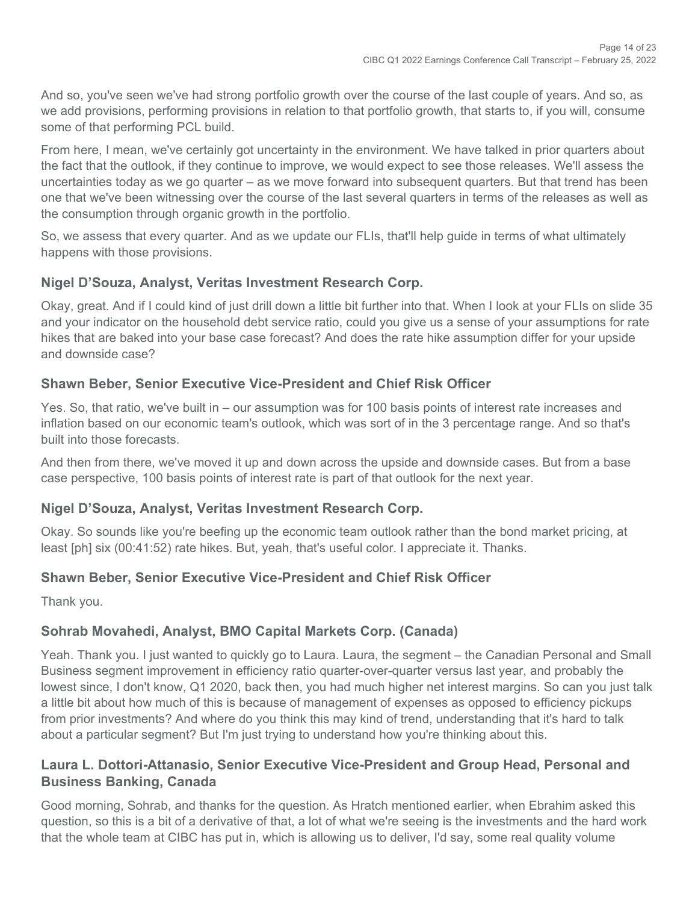And so, you've seen we've had strong portfolio growth over the course of the last couple of years. And so, as we add provisions, performing provisions in relation to that portfolio growth, that starts to, if you will, consume some of that performing PCL build.

From here, I mean, we've certainly got uncertainty in the environment. We have talked in prior quarters about the fact that the outlook, if they continue to improve, we would expect to see those releases. We'll assess the uncertainties today as we go quarter – as we move forward into subsequent quarters. But that trend has been one that we've been witnessing over the course of the last several quarters in terms of the releases as well as the consumption through organic growth in the portfolio.

So, we assess that every quarter. And as we update our FLIs, that'll help guide in terms of what ultimately happens with those provisions.

### Nigel D'Souza, Analyst, Veritas Investment Research Corp.

Okay, great. And if I could kind of just drill down a little bit further into that. When I look at your FLIs on slide 35 and your indicator on the household debt service ratio, could you give us a sense of your assumptions for rate hikes that are baked into your base case forecast? And does the rate hike assumption differ for your upside and downside case?

### Shawn Beber, Senior Executive Vice-President and Chief Risk Officer

Yes. So, that ratio, we've built in – our assumption was for 100 basis points of interest rate increases and inflation based on our economic team's outlook, which was sort of in the 3 percentage range. And so that's built into those forecasts.

And then from there, we've moved it up and down across the upside and downside cases. But from a base case perspective, 100 basis points of interest rate is part of that outlook for the next year.

### Nigel D'Souza, Analyst, Veritas Investment Research Corp.

Okay. So sounds like you're beefing up the economic team outlook rather than the bond market pricing, at least [ph] six (00:41:52) rate hikes. But, yeah, that's useful color. I appreciate it. Thanks.

### Shawn Beber, Senior Executive Vice-President and Chief Risk Officer

Thank you.

### Sohrab Movahedi, Analyst, BMO Capital Markets Corp. (Canada)

Yeah. Thank you. I just wanted to quickly go to Laura. Laura, the segment – the Canadian Personal and Small Business segment improvement in efficiency ratio quarter-over-quarter versus last year, and probably the lowest since, I don't know, Q1 2020, back then, you had much higher net interest margins. So can you just talk a little bit about how much of this is because of management of expenses as opposed to efficiency pickups from prior investments? And where do you think this may kind of trend, understanding that it's hard to talk about a particular segment? But I'm just trying to understand how you're thinking about this.

### Laura L. Dottori-Attanasio, Senior Executive Vice-President and Group Head, Personal and Business Banking, Canada

Good morning, Sohrab, and thanks for the question. As Hratch mentioned earlier, when Ebrahim asked this question, so this is a bit of a derivative of that, a lot of what we're seeing is the investments and the hard work that the whole team at CIBC has put in, which is allowing us to deliver, I'd say, some real quality volume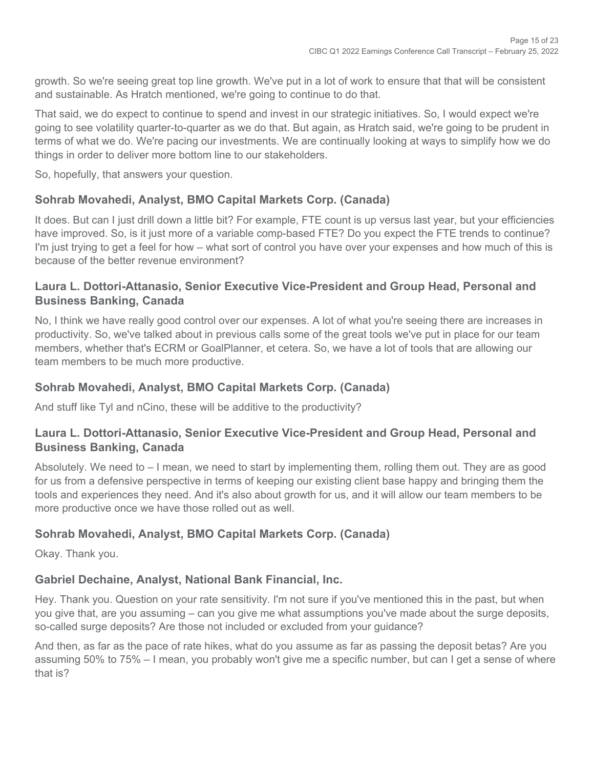growth. So we're seeing great top line growth. We've put in a lot of work to ensure that that will be consistent and sustainable. As Hratch mentioned, we're going to continue to do that.

That said, we do expect to continue to spend and invest in our strategic initiatives. So, I would expect we're going to see volatility quarter-to-quarter as we do that. But again, as Hratch said, we're going to be prudent in terms of what we do. We're pacing our investments. We are continually looking at ways to simplify how we do things in order to deliver more bottom line to our stakeholders.

So, hopefully, that answers your question.

### Sohrab Movahedi, Analyst, BMO Capital Markets Corp. (Canada)

It does. But can I just drill down a little bit? For example, FTE count is up versus last year, but your efficiencies have improved. So, is it just more of a variable comp-based FTE? Do you expect the FTE trends to continue? I'm just trying to get a feel for how – what sort of control you have over your expenses and how much of this is because of the better revenue environment?

### Laura L. Dottori-Attanasio, Senior Executive Vice-President and Group Head, Personal and Business Banking, Canada

No, I think we have really good control over our expenses. A lot of what you're seeing there are increases in productivity. So, we've talked about in previous calls some of the great tools we've put in place for our team members, whether that's ECRM or GoalPlanner, et cetera. So, we have a lot of tools that are allowing our team members to be much more productive.

### Sohrab Movahedi, Analyst, BMO Capital Markets Corp. (Canada)

And stuff like Tyl and nCino, these will be additive to the productivity?

### Laura L. Dottori-Attanasio, Senior Executive Vice-President and Group Head, Personal and Business Banking, Canada

Absolutely. We need to – I mean, we need to start by implementing them, rolling them out. They are as good for us from a defensive perspective in terms of keeping our existing client base happy and bringing them the tools and experiences they need. And it's also about growth for us, and it will allow our team members to be more productive once we have those rolled out as well.

### Sohrab Movahedi, Analyst, BMO Capital Markets Corp. (Canada)

Okay. Thank you.

### Gabriel Dechaine, Analyst, National Bank Financial, Inc.

Hey. Thank you. Question on your rate sensitivity. I'm not sure if you've mentioned this in the past, but when you give that, are you assuming – can you give me what assumptions you've made about the surge deposits, so-called surge deposits? Are those not included or excluded from your guidance?

And then, as far as the pace of rate hikes, what do you assume as far as passing the deposit betas? Are you assuming 50% to 75% – I mean, you probably won't give me a specific number, but can I get a sense of where that is?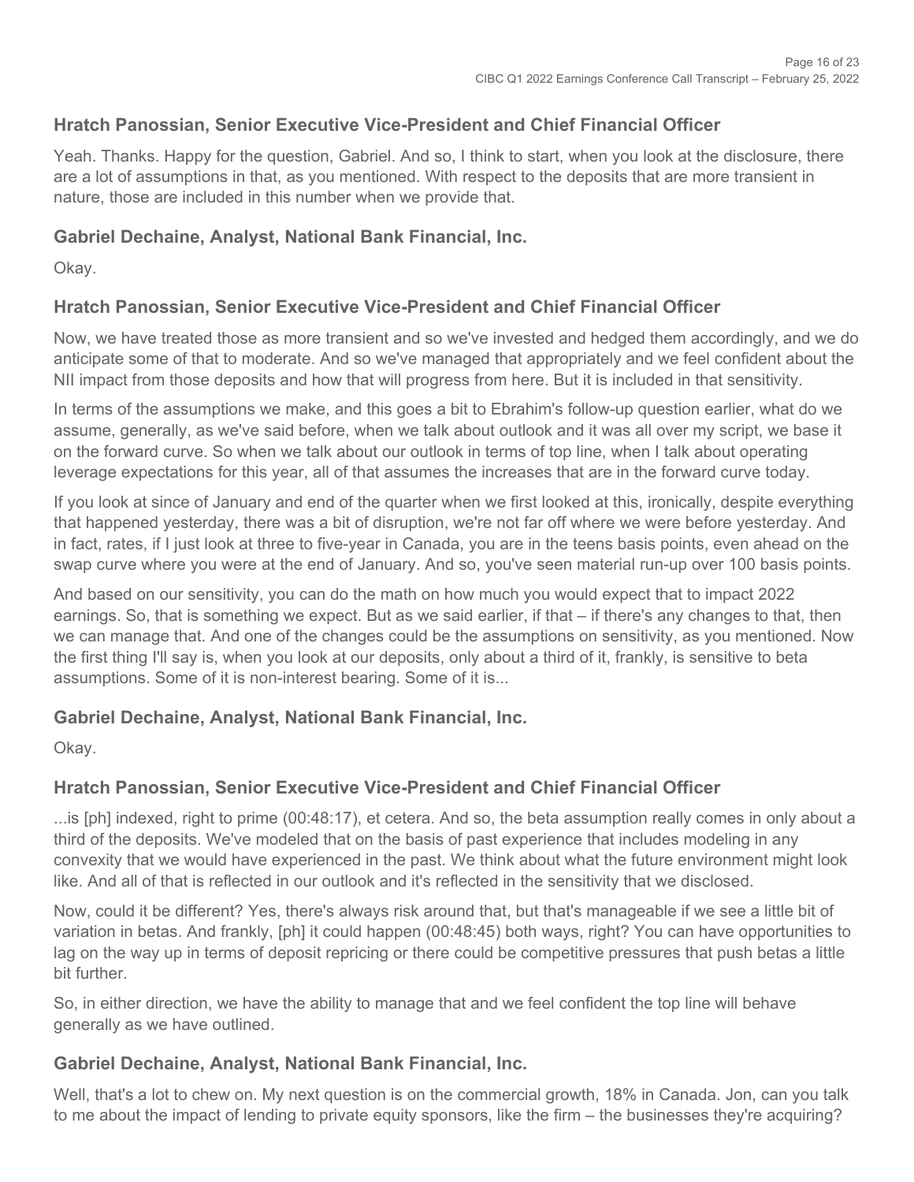### Hratch Panossian, Senior Executive Vice-President and Chief Financial Officer

Yeah. Thanks. Happy for the question, Gabriel. And so, I think to start, when you look at the disclosure, there are a lot of assumptions in that, as you mentioned. With respect to the deposits that are more transient in nature, those are included in this number when we provide that.

### Gabriel Dechaine, Analyst, National Bank Financial, Inc.

Okay.

### Hratch Panossian, Senior Executive Vice-President and Chief Financial Officer

Now, we have treated those as more transient and so we've invested and hedged them accordingly, and we do anticipate some of that to moderate. And so we've managed that appropriately and we feel confident about the NII impact from those deposits and how that will progress from here. But it is included in that sensitivity.

In terms of the assumptions we make, and this goes a bit to Ebrahim's follow-up question earlier, what do we assume, generally, as we've said before, when we talk about outlook and it was all over my script, we base it on the forward curve. So when we talk about our outlook in terms of top line, when I talk about operating leverage expectations for this year, all of that assumes the increases that are in the forward curve today.

If you look at since of January and end of the quarter when we first looked at this, ironically, despite everything that happened yesterday, there was a bit of disruption, we're not far off where we were before yesterday. And in fact, rates, if I just look at three to five-year in Canada, you are in the teens basis points, even ahead on the swap curve where you were at the end of January. And so, you've seen material run-up over 100 basis points.

And based on our sensitivity, you can do the math on how much you would expect that to impact 2022 earnings. So, that is something we expect. But as we said earlier, if that – if there's any changes to that, then we can manage that. And one of the changes could be the assumptions on sensitivity, as you mentioned. Now the first thing I'll say is, when you look at our deposits, only about a third of it, frankly, is sensitive to beta assumptions. Some of it is non-interest bearing. Some of it is...

### Gabriel Dechaine, Analyst, National Bank Financial, Inc.

Okay.

### Hratch Panossian, Senior Executive Vice-President and Chief Financial Officer

...is [ph] indexed, right to prime (00:48:17), et cetera. And so, the beta assumption really comes in only about a third of the deposits. We've modeled that on the basis of past experience that includes modeling in any convexity that we would have experienced in the past. We think about what the future environment might look like. And all of that is reflected in our outlook and it's reflected in the sensitivity that we disclosed.

Now, could it be different? Yes, there's always risk around that, but that's manageable if we see a little bit of variation in betas. And frankly, [ph] it could happen (00:48:45) both ways, right? You can have opportunities to lag on the way up in terms of deposit repricing or there could be competitive pressures that push betas a little bit further.

So, in either direction, we have the ability to manage that and we feel confident the top line will behave generally as we have outlined.

### Gabriel Dechaine, Analyst, National Bank Financial, Inc.

Well, that's a lot to chew on. My next question is on the commercial growth, 18% in Canada. Jon, can you talk to me about the impact of lending to private equity sponsors, like the firm – the businesses they're acquiring?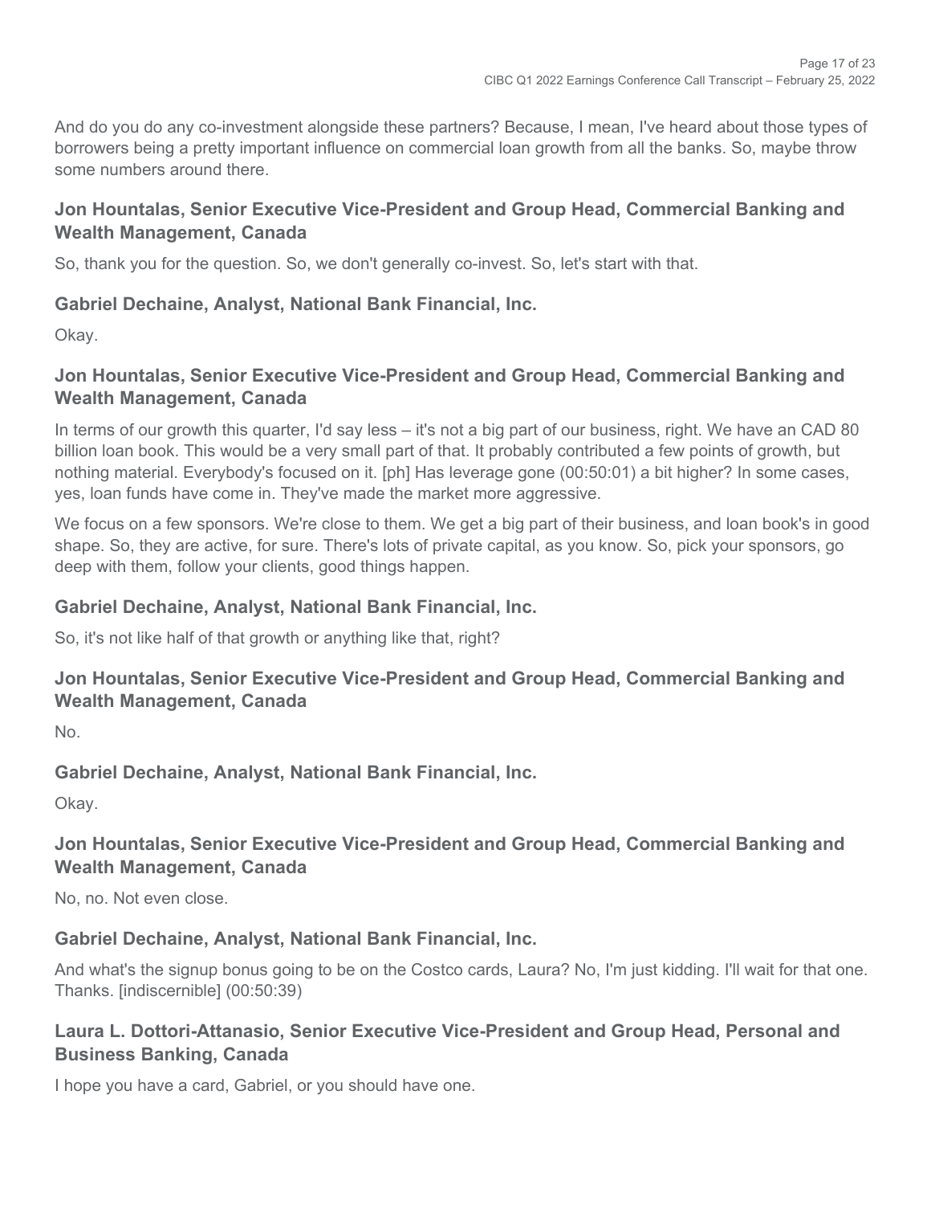And do you do any co-investment alongside these partners? Because, I mean, I've heard about those types of borrowers being a pretty important influence on commercial loan growth from all the banks. So, maybe throw some numbers around there.

### Jon Hountalas, Senior Executive Vice-President and Group Head, Commercial Banking and Wealth Management, Canada

So, thank you for the question. So, we don't generally co-invest. So, let's start with that.

### Gabriel Dechaine, Analyst, National Bank Financial, Inc.

Okay.

### Jon Hountalas, Senior Executive Vice-President and Group Head, Commercial Banking and Wealth Management, Canada

In terms of our growth this quarter, I'd say less – it's not a big part of our business, right. We have an CAD 80 billion loan book. This would be a very small part of that. It probably contributed a few points of growth, but nothing material. Everybody's focused on it. [ph] Has leverage gone (00:50:01) a bit higher? In some cases, yes, loan funds have come in. They've made the market more aggressive.

We focus on a few sponsors. We're close to them. We get a big part of their business, and loan book's in good shape. So, they are active, for sure. There's lots of private capital, as you know. So, pick your sponsors, go deep with them, follow your clients, good things happen.

### Gabriel Dechaine, Analyst, National Bank Financial, Inc.

So, it's not like half of that growth or anything like that, right?

### Jon Hountalas, Senior Executive Vice-President and Group Head, Commercial Banking and Wealth Management, Canada

No.

### Gabriel Dechaine, Analyst, National Bank Financial, Inc.

Okay.

### Jon Hountalas, Senior Executive Vice-President and Group Head, Commercial Banking and Wealth Management, Canada

No, no. Not even close.

### Gabriel Dechaine, Analyst, National Bank Financial, Inc.

And what's the signup bonus going to be on the Costco cards, Laura? No, I'm just kidding. I'll wait for that one. Thanks. [indiscernible] (00:50:39)

### Laura L. Dottori-Attanasio, Senior Executive Vice-President and Group Head, Personal and Business Banking, Canada

I hope you have a card, Gabriel, or you should have one.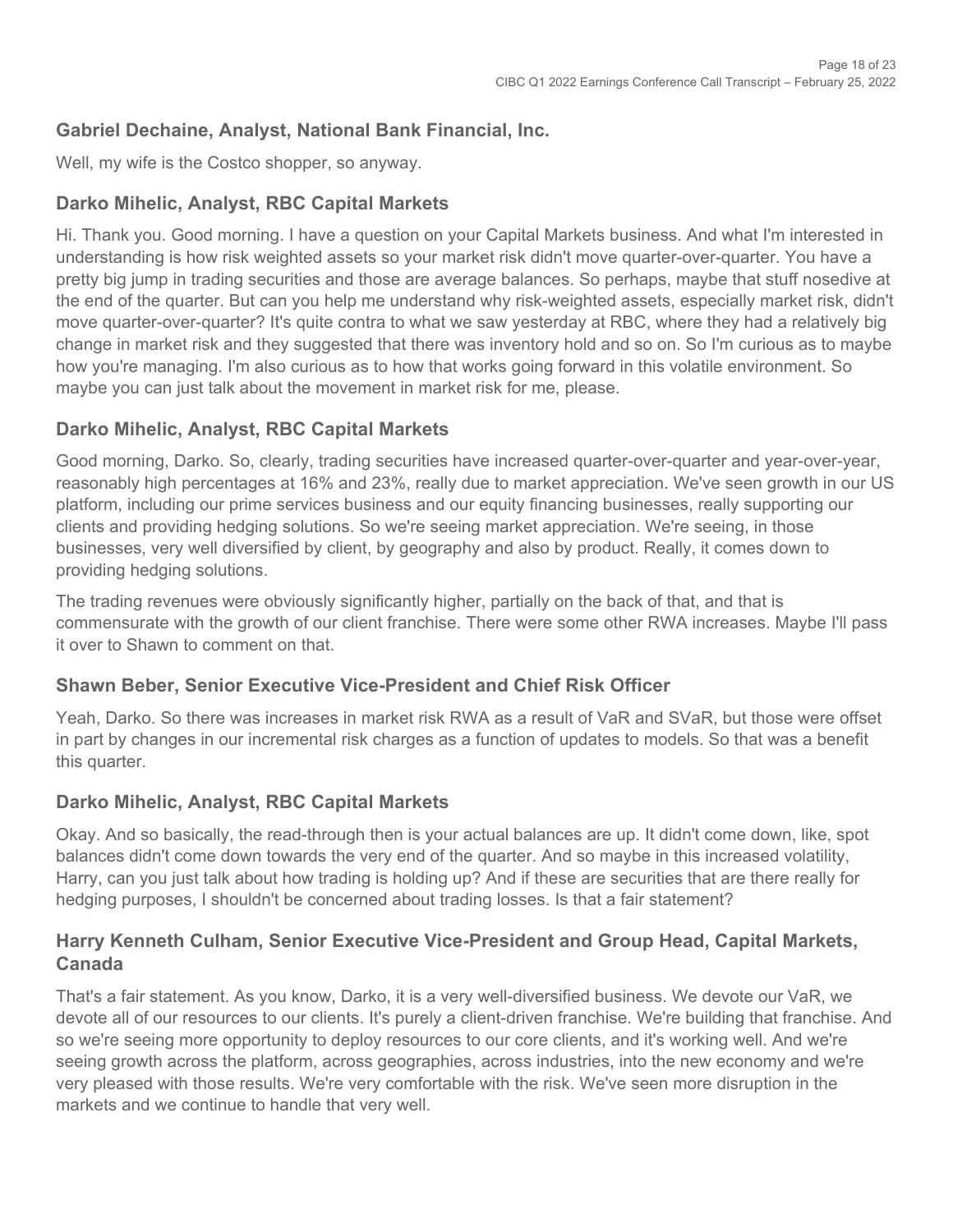### Gabriel Dechaine, Analyst, National Bank Financial, Inc.

Well, my wife is the Costco shopper, so anyway.

### Darko Mihelic, Analyst, RBC Capital Markets

Hi. Thank you. Good morning. I have a question on your Capital Markets business. And what I'm interested in understanding is how risk weighted assets so your market risk didn't move quarter-over-quarter. You have a pretty big jump in trading securities and those are average balances. So perhaps, maybe that stuff nosedive at the end of the quarter. But can you help me understand why risk-weighted assets, especially market risk, didn't move quarter-over-quarter? It's quite contra to what we saw yesterday at RBC, where they had a relatively big change in market risk and they suggested that there was inventory hold and so on. So I'm curious as to maybe how you're managing. I'm also curious as to how that works going forward in this volatile environment. So maybe you can just talk about the movement in market risk for me, please.

### Darko Mihelic, Analyst, RBC Capital Markets

Good morning, Darko. So, clearly, trading securities have increased quarter-over-quarter and year-over-year, reasonably high percentages at 16% and 23%, really due to market appreciation. We've seen growth in our US platform, including our prime services business and our equity financing businesses, really supporting our clients and providing hedging solutions. So we're seeing market appreciation. We're seeing, in those businesses, very well diversified by client, by geography and also by product. Really, it comes down to providing hedging solutions.

The trading revenues were obviously significantly higher, partially on the back of that, and that is commensurate with the growth of our client franchise. There were some other RWA increases. Maybe I'll pass it over to Shawn to comment on that.

### Shawn Beber, Senior Executive Vice-President and Chief Risk Officer

Yeah, Darko. So there was increases in market risk RWA as a result of VaR and SVaR, but those were offset in part by changes in our incremental risk charges as a function of updates to models. So that was a benefit this quarter.

### Darko Mihelic, Analyst, RBC Capital Markets

Okay. And so basically, the read-through then is your actual balances are up. It didn't come down, like, spot balances didn't come down towards the very end of the quarter. And so maybe in this increased volatility, Harry, can you just talk about how trading is holding up? And if these are securities that are there really for hedging purposes, I shouldn't be concerned about trading losses. Is that a fair statement?

### Harry Kenneth Culham, Senior Executive Vice-President and Group Head, Capital Markets, Canada

That's a fair statement. As you know, Darko, it is a very well-diversified business. We devote our VaR, we devote all of our resources to our clients. It's purely a client-driven franchise. We're building that franchise. And so we're seeing more opportunity to deploy resources to our core clients, and it's working well. And we're seeing growth across the platform, across geographies, across industries, into the new economy and we're very pleased with those results. We're very comfortable with the risk. We've seen more disruption in the markets and we continue to handle that very well.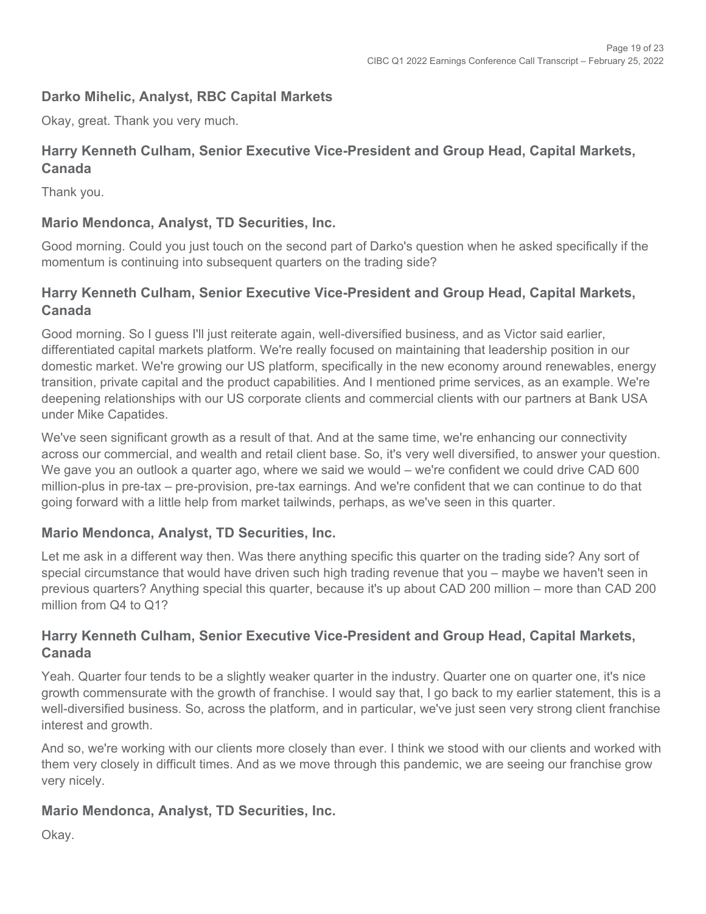### Darko Mihelic, Analyst, RBC Capital Markets

Okay, great. Thank you very much.

### Harry Kenneth Culham, Senior Executive Vice-President and Group Head, Capital Markets, Canada

Thank you.

### Mario Mendonca, Analyst, TD Securities, Inc.

Good morning. Could you just touch on the second part of Darko's question when he asked specifically if the momentum is continuing into subsequent quarters on the trading side?

### Harry Kenneth Culham, Senior Executive Vice-President and Group Head, Capital Markets, Canada

Good morning. So I guess I'll just reiterate again, well-diversified business, and as Victor said earlier, differentiated capital markets platform. We're really focused on maintaining that leadership position in our domestic market. We're growing our US platform, specifically in the new economy around renewables, energy transition, private capital and the product capabilities. And I mentioned prime services, as an example. We're deepening relationships with our US corporate clients and commercial clients with our partners at Bank USA under Mike Capatides.

We've seen significant growth as a result of that. And at the same time, we're enhancing our connectivity across our commercial, and wealth and retail client base. So, it's very well diversified, to answer your question. We gave you an outlook a quarter ago, where we said we would – we're confident we could drive CAD 600 million-plus in pre-tax – pre-provision, pre-tax earnings. And we're confident that we can continue to do that going forward with a little help from market tailwinds, perhaps, as we've seen in this quarter.

### Mario Mendonca, Analyst, TD Securities, Inc.

Let me ask in a different way then. Was there anything specific this quarter on the trading side? Any sort of special circumstance that would have driven such high trading revenue that you – maybe we haven't seen in previous quarters? Anything special this quarter, because it's up about CAD 200 million – more than CAD 200 million from Q4 to Q1?

### Harry Kenneth Culham, Senior Executive Vice-President and Group Head, Capital Markets, Canada

Yeah. Quarter four tends to be a slightly weaker quarter in the industry. Quarter one on quarter one, it's nice growth commensurate with the growth of franchise. I would say that, I go back to my earlier statement, this is a well-diversified business. So, across the platform, and in particular, we've just seen very strong client franchise interest and growth.

And so, we're working with our clients more closely than ever. I think we stood with our clients and worked with them very closely in difficult times. And as we move through this pandemic, we are seeing our franchise grow very nicely.

### Mario Mendonca, Analyst, TD Securities, Inc.

Okay.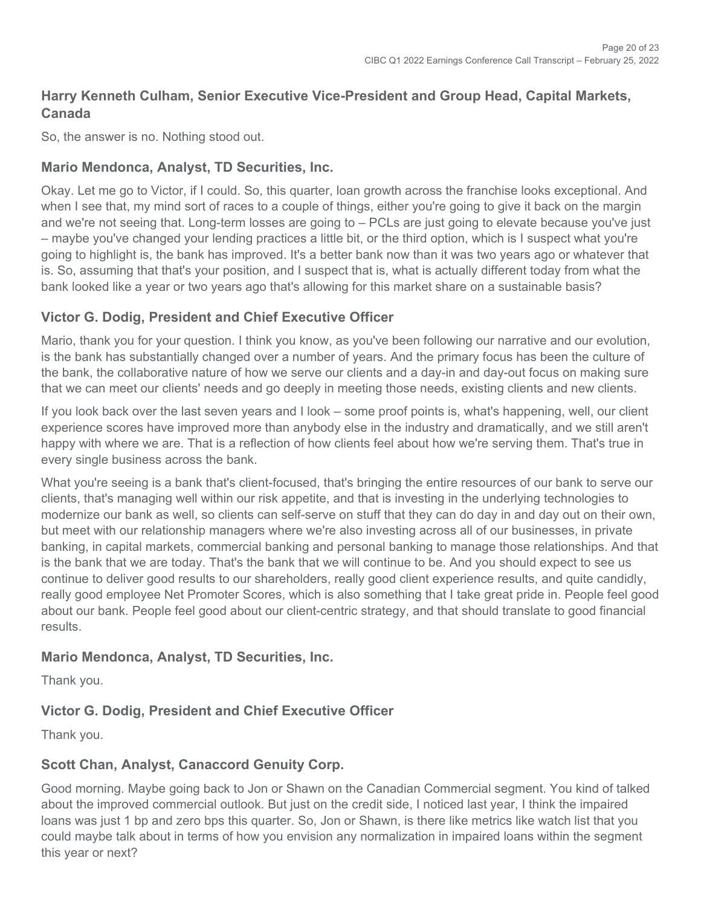### Harry Kenneth Culham, Senior Executive Vice-President and Group Head, Capital Markets, Canada

So, the answer is no. Nothing stood out.

### Mario Mendonca, Analyst, TD Securities, Inc.

Okay. Let me go to Victor, if I could. So, this quarter, loan growth across the franchise looks exceptional. And when I see that, my mind sort of races to a couple of things, either you're going to give it back on the margin and we're not seeing that. Long-term losses are going to – PCLs are just going to elevate because you've just – maybe you've changed your lending practices a little bit, or the third option, which is I suspect what you're going to highlight is, the bank has improved. It's a better bank now than it was two years ago or whatever that is. So, assuming that that's your position, and I suspect that is, what is actually different today from what the bank looked like a year or two years ago that's allowing for this market share on a sustainable basis?

### Victor G. Dodig, President and Chief Executive Officer

Mario, thank you for your question. I think you know, as you've been following our narrative and our evolution, is the bank has substantially changed over a number of years. And the primary focus has been the culture of the bank, the collaborative nature of how we serve our clients and a day-in and day-out focus on making sure that we can meet our clients' needs and go deeply in meeting those needs, existing clients and new clients.

If you look back over the last seven years and I look – some proof points is, what's happening, well, our client experience scores have improved more than anybody else in the industry and dramatically, and we still aren't happy with where we are. That is a reflection of how clients feel about how we're serving them. That's true in every single business across the bank.

What you're seeing is a bank that's client-focused, that's bringing the entire resources of our bank to serve our clients, that's managing well within our risk appetite, and that is investing in the underlying technologies to modernize our bank as well, so clients can self-serve on stuff that they can do day in and day out on their own, but meet with our relationship managers where we're also investing across all of our businesses, in private banking, in capital markets, commercial banking and personal banking to manage those relationships. And that is the bank that we are today. That's the bank that we will continue to be. And you should expect to see us continue to deliver good results to our shareholders, really good client experience results, and quite candidly, really good employee Net Promoter Scores, which is also something that I take great pride in. People feel good about our bank. People feel good about our client-centric strategy, and that should translate to good financial results.

### Mario Mendonca, Analyst, TD Securities, Inc.

Thank you.

### Victor G. Dodig, President and Chief Executive Officer

Thank you.

### Scott Chan, Analyst, Canaccord Genuity Corp.

Good morning. Maybe going back to Jon or Shawn on the Canadian Commercial segment. You kind of talked about the improved commercial outlook. But just on the credit side, I noticed last year, I think the impaired loans was just 1 bp and zero bps this quarter. So, Jon or Shawn, is there like metrics like watch list that you could maybe talk about in terms of how you envision any normalization in impaired loans within the segment this year or next?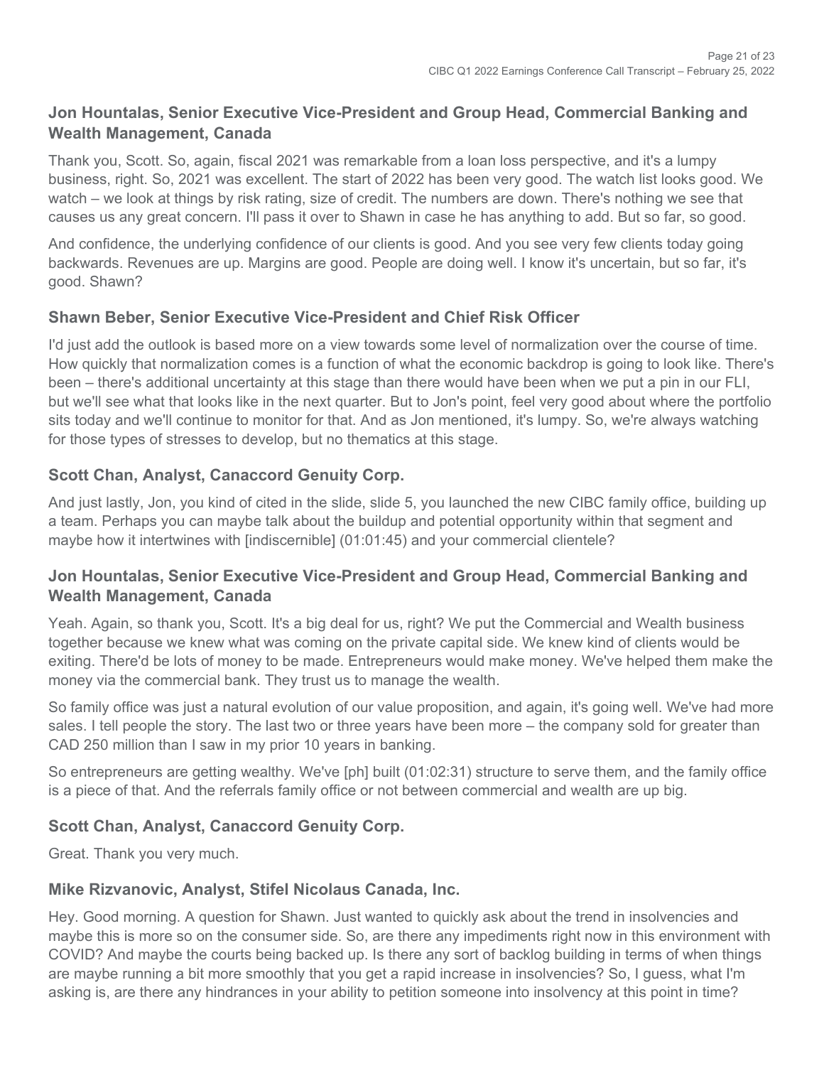### Jon Hountalas, Senior Executive Vice-President and Group Head, Commercial Banking and Wealth Management, Canada

Thank you, Scott. So, again, fiscal 2021 was remarkable from a loan loss perspective, and it's a lumpy business, right. So, 2021 was excellent. The start of 2022 has been very good. The watch list looks good. We watch – we look at things by risk rating, size of credit. The numbers are down. There's nothing we see that causes us any great concern. I'll pass it over to Shawn in case he has anything to add. But so far, so good.

And confidence, the underlying confidence of our clients is good. And you see very few clients today going backwards. Revenues are up. Margins are good. People are doing well. I know it's uncertain, but so far, it's good. Shawn?

### Shawn Beber, Senior Executive Vice-President and Chief Risk Officer

I'd just add the outlook is based more on a view towards some level of normalization over the course of time. How quickly that normalization comes is a function of what the economic backdrop is going to look like. There's been – there's additional uncertainty at this stage than there would have been when we put a pin in our FLI, but we'll see what that looks like in the next quarter. But to Jon's point, feel very good about where the portfolio sits today and we'll continue to monitor for that. And as Jon mentioned, it's lumpy. So, we're always watching for those types of stresses to develop, but no thematics at this stage.

### Scott Chan, Analyst, Canaccord Genuity Corp.

And just lastly, Jon, you kind of cited in the slide, slide 5, you launched the new CIBC family office, building up a team. Perhaps you can maybe talk about the buildup and potential opportunity within that segment and maybe how it intertwines with [indiscernible] (01:01:45) and your commercial clientele?

### Jon Hountalas, Senior Executive Vice-President and Group Head, Commercial Banking and Wealth Management, Canada

Yeah. Again, so thank you, Scott. It's a big deal for us, right? We put the Commercial and Wealth business together because we knew what was coming on the private capital side. We knew kind of clients would be exiting. There'd be lots of money to be made. Entrepreneurs would make money. We've helped them make the money via the commercial bank. They trust us to manage the wealth.

So family office was just a natural evolution of our value proposition, and again, it's going well. We've had more sales. I tell people the story. The last two or three years have been more – the company sold for greater than CAD 250 million than I saw in my prior 10 years in banking.

So entrepreneurs are getting wealthy. We've [ph] built (01:02:31) structure to serve them, and the family office is a piece of that. And the referrals family office or not between commercial and wealth are up big.

### Scott Chan, Analyst, Canaccord Genuity Corp.

Great. Thank you very much.

### Mike Rizvanovic, Analyst, Stifel Nicolaus Canada, Inc.

Hey. Good morning. A question for Shawn. Just wanted to quickly ask about the trend in insolvencies and maybe this is more so on the consumer side. So, are there any impediments right now in this environment with COVID? And maybe the courts being backed up. Is there any sort of backlog building in terms of when things are maybe running a bit more smoothly that you get a rapid increase in insolvencies? So, I guess, what I'm asking is, are there any hindrances in your ability to petition someone into insolvency at this point in time?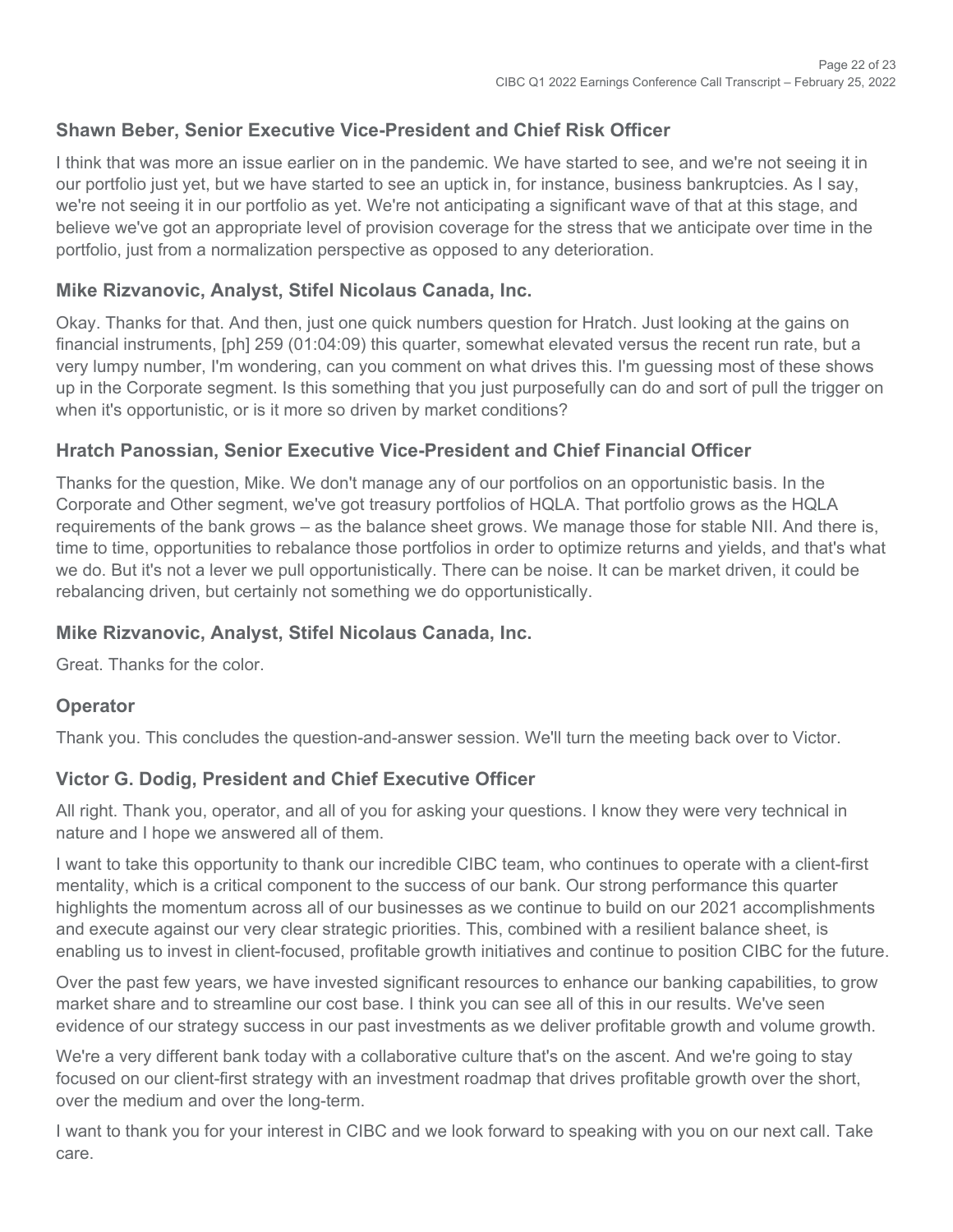### Shawn Beber, Senior Executive Vice-President and Chief Risk Officer

I think that was more an issue earlier on in the pandemic. We have started to see, and we're not seeing it in our portfolio just yet, but we have started to see an uptick in, for instance, business bankruptcies. As I say, we're not seeing it in our portfolio as yet. We're not anticipating a significant wave of that at this stage, and believe we've got an appropriate level of provision coverage for the stress that we anticipate over time in the portfolio, just from a normalization perspective as opposed to any deterioration.

### Mike Rizvanovic, Analyst, Stifel Nicolaus Canada, Inc.

Okay. Thanks for that. And then, just one quick numbers question for Hratch. Just looking at the gains on financial instruments, [ph] 259 (01:04:09) this quarter, somewhat elevated versus the recent run rate, but a very lumpy number, I'm wondering, can you comment on what drives this. I'm guessing most of these shows up in the Corporate segment. Is this something that you just purposefully can do and sort of pull the trigger on when it's opportunistic, or is it more so driven by market conditions?

### Hratch Panossian, Senior Executive Vice-President and Chief Financial Officer

Thanks for the question, Mike. We don't manage any of our portfolios on an opportunistic basis. In the Corporate and Other segment, we've got treasury portfolios of HQLA. That portfolio grows as the HQLA requirements of the bank grows – as the balance sheet grows. We manage those for stable NII. And there is, time to time, opportunities to rebalance those portfolios in order to optimize returns and yields, and that's what we do. But it's not a lever we pull opportunistically. There can be noise. It can be market driven, it could be rebalancing driven, but certainly not something we do opportunistically.

### Mike Rizvanovic, Analyst, Stifel Nicolaus Canada, Inc.

Great. Thanks for the color.

### Operator

Thank you. This concludes the question-and-answer session. We'll turn the meeting back over to Victor.

### Victor G. Dodig, President and Chief Executive Officer

All right. Thank you, operator, and all of you for asking your questions. I know they were very technical in nature and I hope we answered all of them.

I want to take this opportunity to thank our incredible CIBC team, who continues to operate with a client-first mentality, which is a critical component to the success of our bank. Our strong performance this quarter highlights the momentum across all of our businesses as we continue to build on our 2021 accomplishments and execute against our very clear strategic priorities. This, combined with a resilient balance sheet, is enabling us to invest in client-focused, profitable growth initiatives and continue to position CIBC for the future.

Over the past few years, we have invested significant resources to enhance our banking capabilities, to grow market share and to streamline our cost base. I think you can see all of this in our results. We've seen evidence of our strategy success in our past investments as we deliver profitable growth and volume growth.

We're a very different bank today with a collaborative culture that's on the ascent. And we're going to stay focused on our client-first strategy with an investment roadmap that drives profitable growth over the short, over the medium and over the long-term.

I want to thank you for your interest in CIBC and we look forward to speaking with you on our next call. Take care.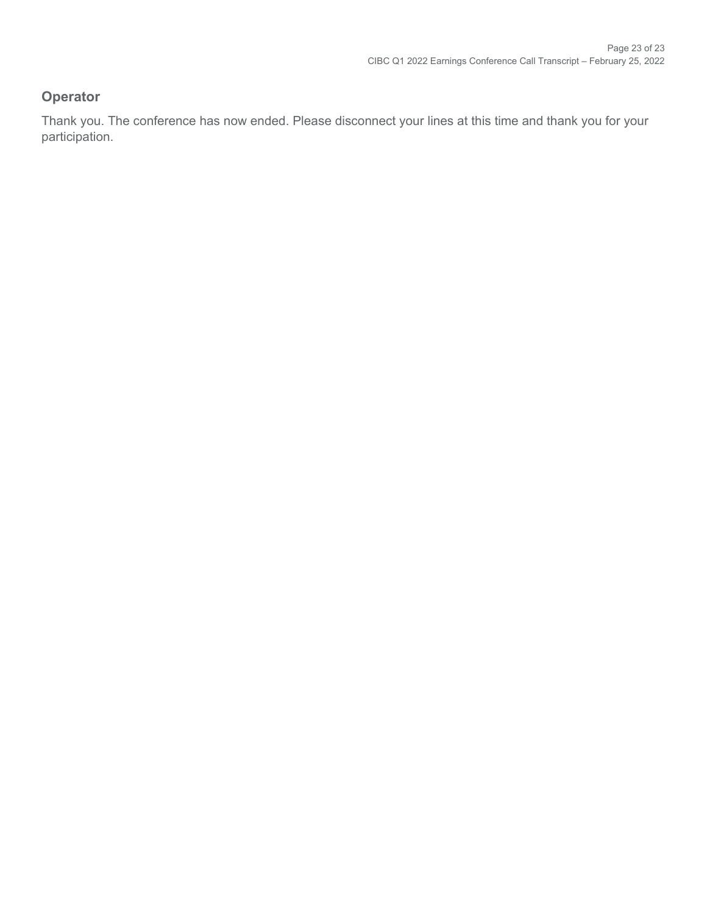### Operator

Thank you. The conference has now ended. Please disconnect your lines at this time and thank you for your participation.